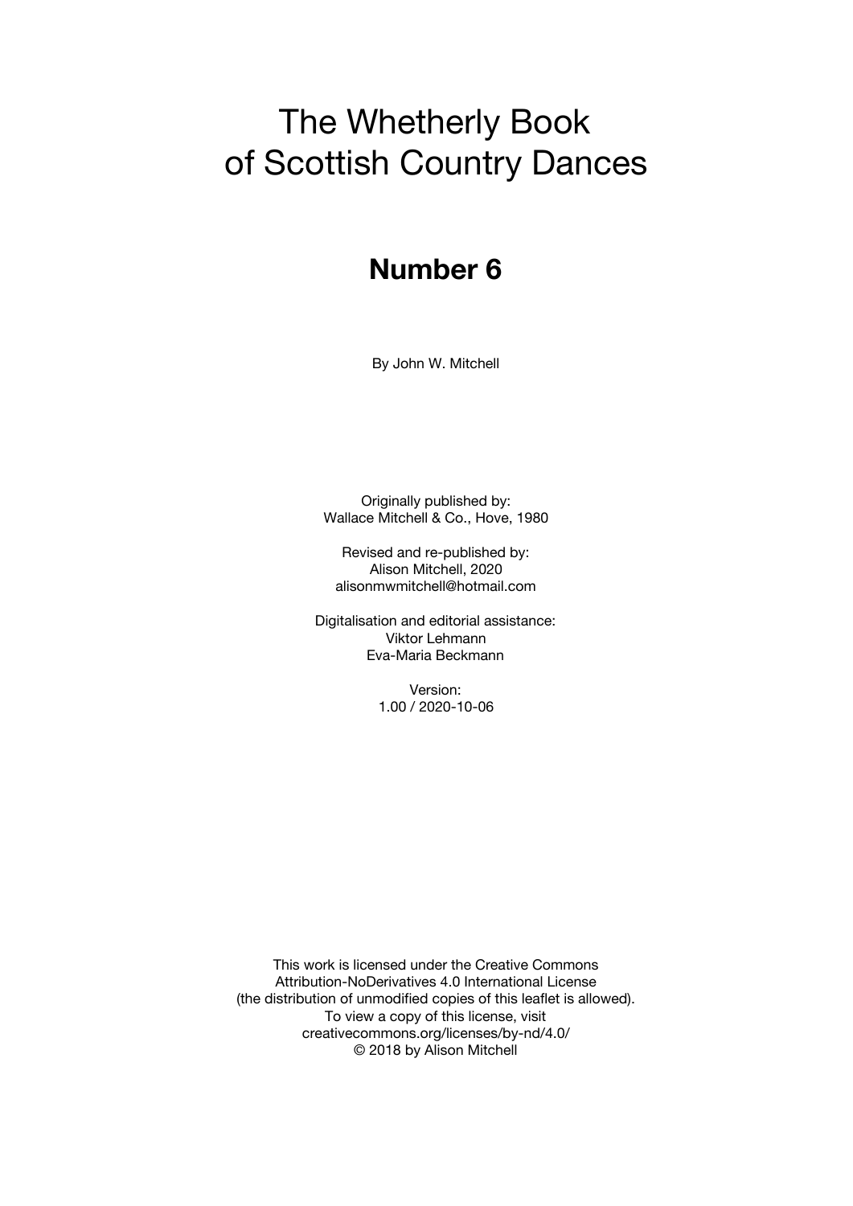# The Whetherly Book of Scottish Country Dances

## Number 6

By John W. Mitchell

Originally published by:
Wallace Mitchell & Co., Hove, 1980

Revised and re-published by:
Alison Mitchell, 2020
alisonmwmitchell@hotmail.com

Digitalisation and editorial assistance:
Viktor Lehmann
Eva-Maria Beckmann

Version:
1.00 / 2020-10-06

This work is licensed under the Creative Commons
Attribution-NoDerivatives 4.0 International License
(the distribution of unmodified copies of this leaflet is allowed).
To view a copy of this license, visit
creativecommons.org/licenses/by-nd/4.0/
© 2018 by Alison Mitchell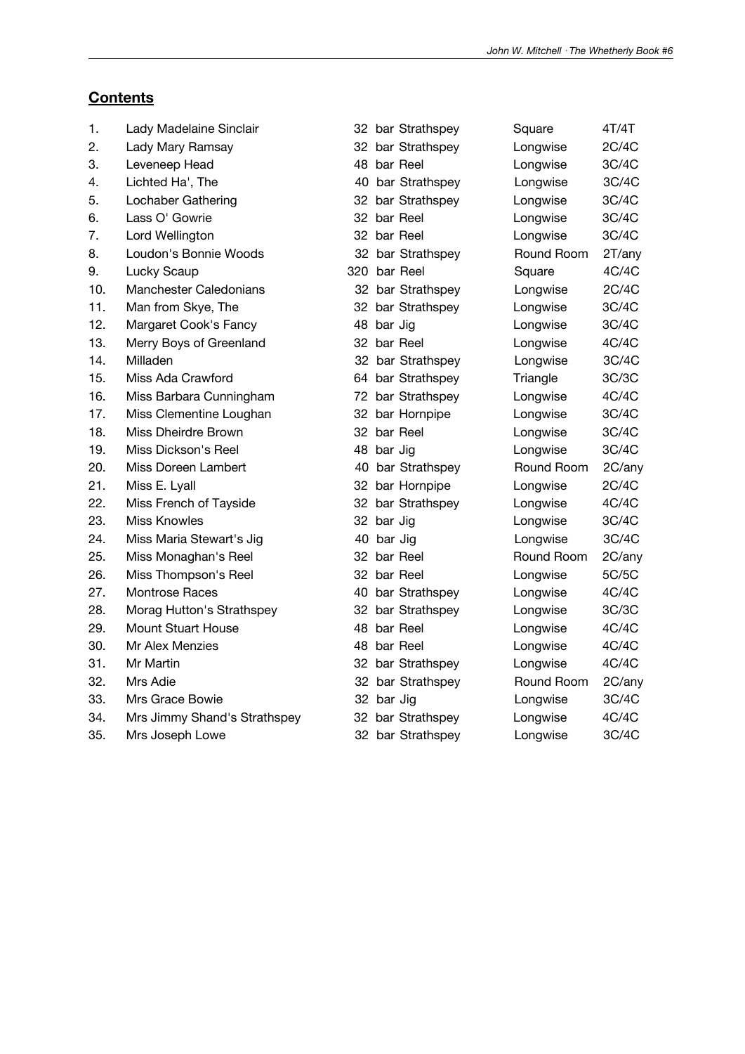## **Contents**

| | | | | |
|---|---|---|---|---|
| 1. | Lady Madelaine Sinclair | 32 bar Strathspey | Square | 4T/4T |
| 2. | Lady Mary Ramsay | 32 bar Strathspey | Longwise | 2C/4C |
| 3. | Leveneep Head | 48 bar Reel | Longwise | 3C/4C |
| 4. | Lichted Ha', The | 40 bar Strathspey | Longwise | 3C/4C |
| 5. | Lochaber Gathering | 32 bar Strathspey | Longwise | 3C/4C |
| 6. | Lass O' Gowrie | 32 bar Reel | Longwise | 3C/4C |
| 7. | Lord Wellington | 32 bar Reel | Longwise | 3C/4C |
| 8. | Loudon's Bonnie Woods | 32 bar Strathspey | Round Room | 2T/any |
| 9. | Lucky Scaup | 320 bar Reel | Square | 4C/4C |
| 10. | Manchester Caledonians | 32 bar Strathspey | Longwise | 2C/4C |
| 11. | Man from Skye, The | 32 bar Strathspey | Longwise | 3C/4C |
| 12. | Margaret Cook's Fancy | 48 bar Jig | Longwise | 3C/4C |
| 13. | Merry Boys of Greenland | 32 bar Reel | Longwise | 4C/4C |
| 14. | Milladen | 32 bar Strathspey | Longwise | 3C/4C |
| 15. | Miss Ada Crawford | 64 bar Strathspey | Triangle | 3C/3C |
| 16. | Miss Barbara Cunningham | 72 bar Strathspey | Longwise | 4C/4C |
| 17. | Miss Clementine Loughan | 32 bar Hornpipe | Longwise | 3C/4C |
| 18. | Miss Dheirdre Brown | 32 bar Reel | Longwise | 3C/4C |
| 19. | Miss Dickson's Reel | 48 bar Jig | Longwise | 3C/4C |
| 20. | Miss Doreen Lambert | 40 bar Strathspey | Round Room | 2C/any |
| 21. | Miss E. Lyall | 32 bar Hornpipe | Longwise | 2C/4C |
| 22. | Miss French of Tayside | 32 bar Strathspey | Longwise | 4C/4C |
| 23. | Miss Knowles | 32 bar Jig | Longwise | 3C/4C |
| 24. | Miss Maria Stewart's Jig | 40 bar Jig | Longwise | 3C/4C |
| 25. | Miss Monaghan's Reel | 32 bar Reel | Round Room | 2C/any |
| 26. | Miss Thompson's Reel | 32 bar Reel | Longwise | 5C/5C |
| 27. | Montrose Races | 40 bar Strathspey | Longwise | 4C/4C |
| 28. | Morag Hutton's Strathspey | 32 bar Strathspey | Longwise | 3C/3C |
| 29. | Mount Stuart House | 48 bar Reel | Longwise | 4C/4C |
| 30. | Mr Alex Menzies | 48 bar Reel | Longwise | 4C/4C |
| 31. | Mr Martin | 32 bar Strathspey | Longwise | 4C/4C |
| 32. | Mrs Adie | 32 bar Strathspey | Round Room | 2C/any |
| 33. | Mrs Grace Bowie | 32 bar Jig | Longwise | 3C/4C |
| 34. | Mrs Jimmy Shand's Strathspey | 32 bar Strathspey | Longwise | 4C/4C |
| 35. | Mrs Joseph Lowe | 32 bar Strathspey | Longwise | 3C/4C |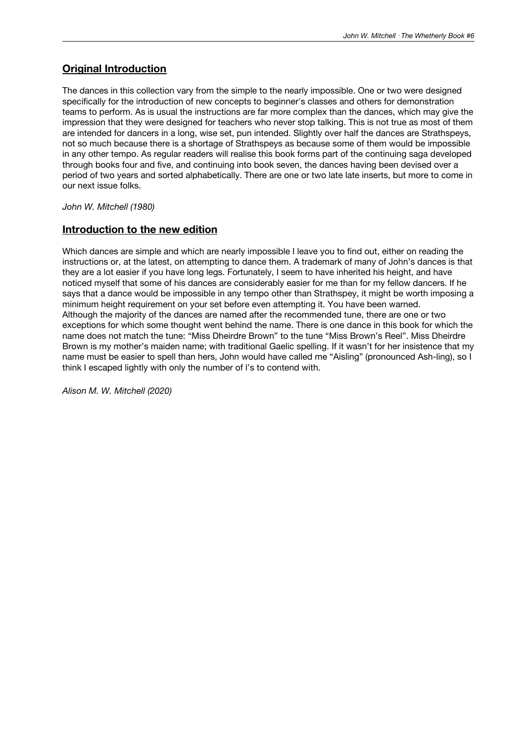## Original Introduction

The dances in this collection vary from the simple to the nearly impossible. One or two were designed specifically for the introduction of new concepts to beginner's classes and others for demonstration teams to perform. As is usual the instructions are far more complex than the dances, which may give the impression that they were designed for teachers who never stop talking. This is not true as most of them are intended for dancers in a long, wise set, pun intended. Slightly over half the dances are Strathspeys, not so much because there is a shortage of Strathspeys as because some of them would be impossible in any other tempo. As regular readers will realise this book forms part of the continuing saga developed through books four and five, and continuing into book seven, the dances having been devised over a period of two years and sorted alphabetically. There are one or two late late inserts, but more to come in our next issue folks.

*John W. Mitchell (1980)*

## Introduction to the new edition

Which dances are simple and which are nearly impossible I leave you to find out, either on reading the instructions or, at the latest, on attempting to dance them. A trademark of many of John's dances is that they are a lot easier if you have long legs. Fortunately, I seem to have inherited his height, and have noticed myself that some of his dances are considerably easier for me than for my fellow dancers. If he says that a dance would be impossible in any tempo other than Strathspey, it might be worth imposing a minimum height requirement on your set before even attempting it. You have been warned.
Although the majority of the dances are named after the recommended tune, there are one or two exceptions for which some thought went behind the name. There is one dance in this book for which the name does not match the tune: "Miss Dheirdre Brown" to the tune "Miss Brown's Reel". Miss Dheirdre Brown is my mother's maiden name; with traditional Gaelic spelling. If it wasn't for her insistence that my name must be easier to spell than hers, John would have called me "Aisling" (pronounced Ash-ling), so I think I escaped lightly with only the number of l's to contend with.

*Alison M. W. Mitchell (2020)*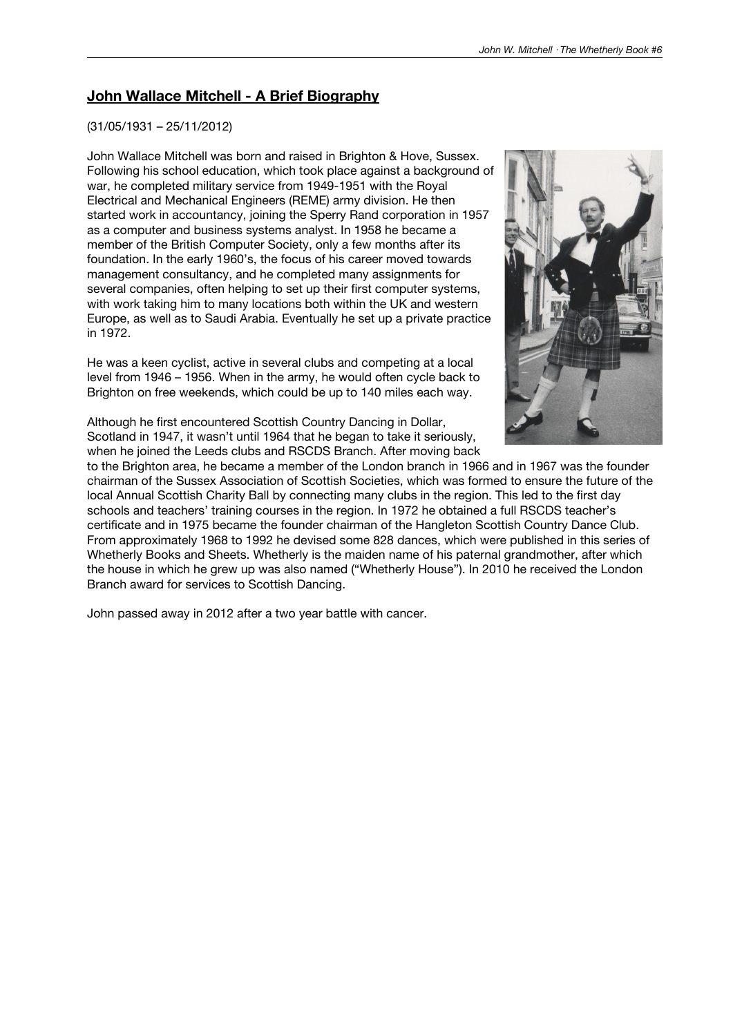## John Wallace Mitchell - A Brief Biography

(31/05/1931 – 25/11/2012)

John Wallace Mitchell was born and raised in Brighton & Hove, Sussex. Following his school education, which took place against a background of war, he completed military service from 1949-1951 with the Royal Electrical and Mechanical Engineers (REME) army division. He then started work in accountancy, joining the Sperry Rand corporation in 1957 as a computer and business systems analyst. In 1958 he became a member of the British Computer Society, only a few months after its foundation. In the early 1960's, the focus of his career moved towards management consultancy, and he completed many assignments for several companies, often helping to set up their first computer systems, with work taking him to many locations both within the UK and western Europe, as well as to Saudi Arabia. Eventually he set up a private practice in 1972.

He was a keen cyclist, active in several clubs and competing at a local level from 1946 – 1956. When in the army, he would often cycle back to Brighton on free weekends, which could be up to 140 miles each way.

Although he first encountered Scottish Country Dancing in Dollar, Scotland in 1947, it wasn't until 1964 that he began to take it seriously, when he joined the Leeds clubs and RSCDS Branch. After moving back to the Brighton area, he became a member of the London branch in 1966 and in 1967 was the founder chairman of the Sussex Association of Scottish Societies, which was formed to ensure the future of the local Annual Scottish Charity Ball by connecting many clubs in the region. This led to the first day schools and teachers' training courses in the region. In 1972 he obtained a full RSCDS teacher's certificate and in 1975 became the founder chairman of the Hangleton Scottish Country Dance Club. From approximately 1968 to 1992 he devised some 828 dances, which were published in this series of Whetherly Books and Sheets. Whetherly is the maiden name of his paternal grandmother, after which the house in which he grew up was also named ("Whetherly House"). In 2010 he received the London Branch award for services to Scottish Dancing.

John passed away in 2012 after a two year battle with cancer.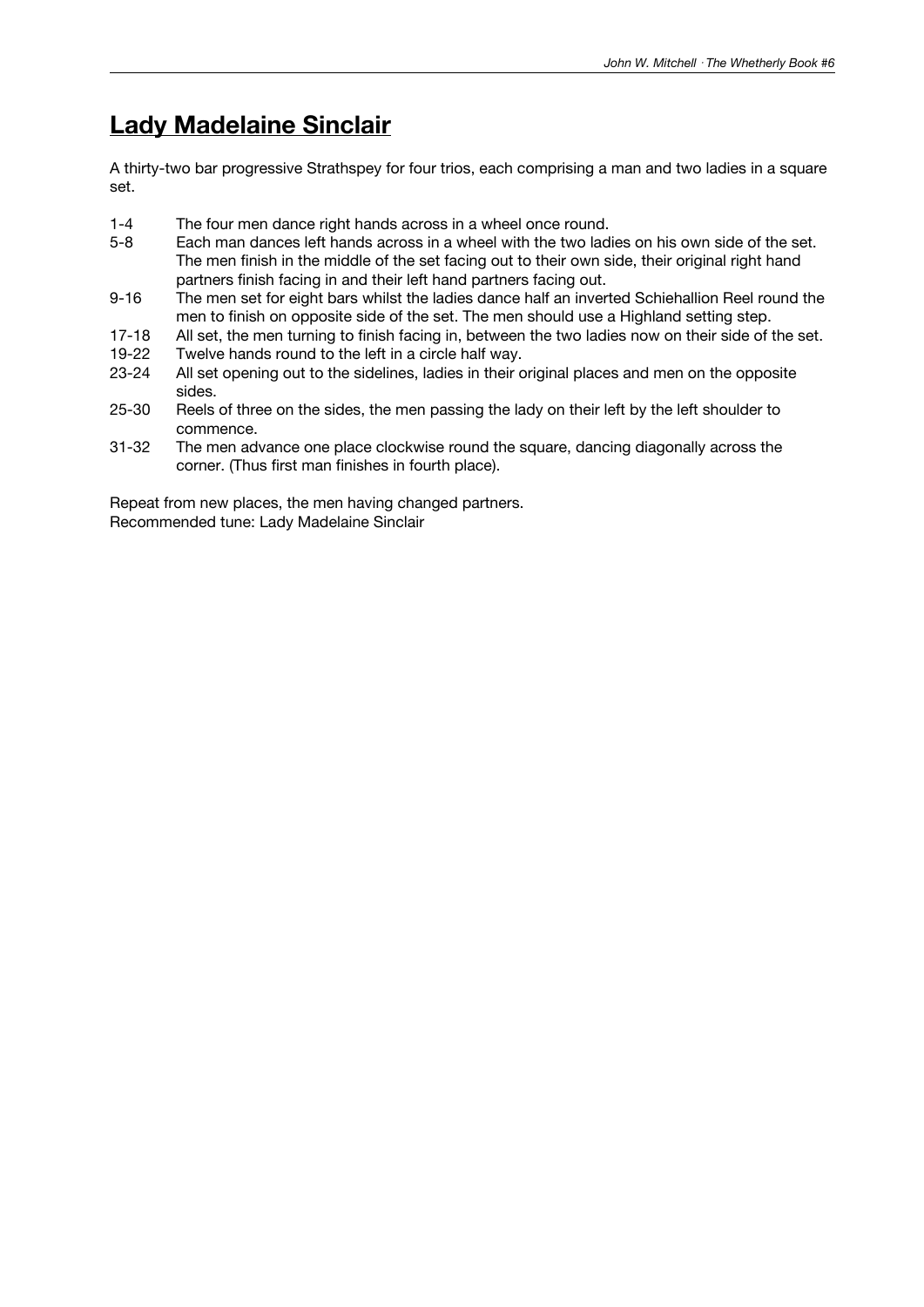# Lady Madelaine Sinclair

A thirty-two bar progressive Strathspey for four trios, each comprising a man and two ladies in a square set.

| | |
|---|---|
| 1-4 | The four men dance right hands across in a wheel once round. |
| 5-8 | Each man dances left hands across in a wheel with the two ladies on his own side of the set. The men finish in the middle of the set facing out to their own side, their original right hand partners finish facing in and their left hand partners facing out. |
| 9-16 | The men set for eight bars whilst the ladies dance half an inverted Schiehallion Reel round the men to finish on opposite side of the set. The men should use a Highland setting step. |
| 17-18 | All set, the men turning to finish facing in, between the two ladies now on their side of the set. |
| 19-22 | Twelve hands round to the left in a circle half way. |
| 23-24 | All set opening out to the sidelines, ladies in their original places and men on the opposite sides. |
| 25-30 | Reels of three on the sides, the men passing the lady on their left by the left shoulder to commence. |
| 31-32 | The men advance one place clockwise round the square, dancing diagonally across the corner. (Thus first man finishes in fourth place). |

Repeat from new places, the men having changed partners.
Recommended tune: Lady Madelaine Sinclair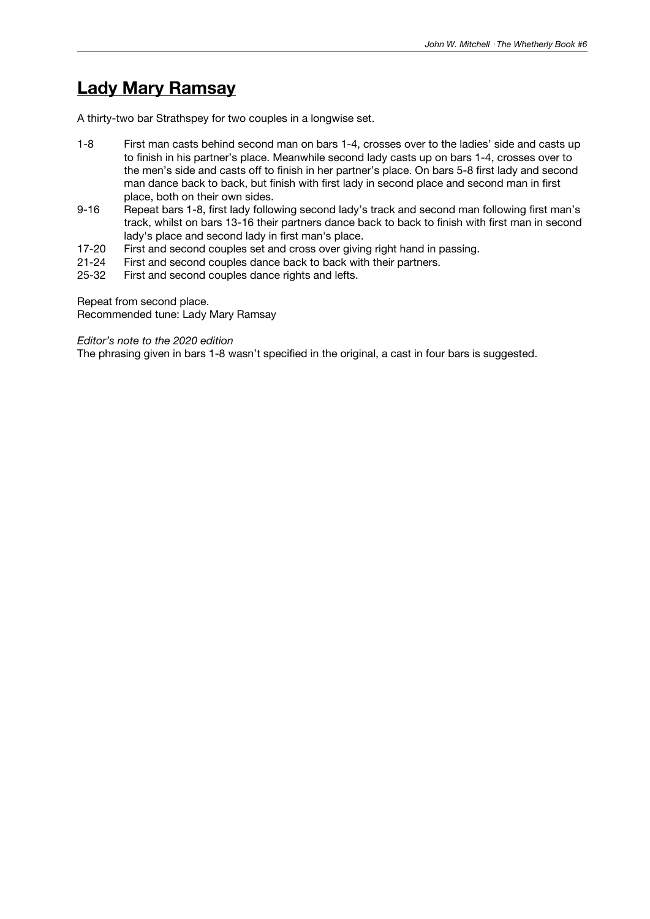# Lady Mary Ramsay

A thirty-two bar Strathspey for two couples in a longwise set.

1-8 First man casts behind second man on bars 1-4, crosses over to the ladies' side and casts up to finish in his partner's place. Meanwhile second lady casts up on bars 1-4, crosses over to the men's side and casts off to finish in her partner's place. On bars 5-8 first lady and second man dance back to back, but finish with first lady in second place and second man in first place, both on their own sides.

9-16 Repeat bars 1-8, first lady following second lady's track and second man following first man's track, whilst on bars 13-16 their partners dance back to back to finish with first man in second lady's place and second lady in first man's place.

17-20 First and second couples set and cross over giving right hand in passing.

21-24 First and second couples dance back to back with their partners.

25-32 First and second couples dance rights and lefts.

Repeat from second place.
Recommended tune: Lady Mary Ramsay

*Editor's note to the 2020 edition*
The phrasing given in bars 1-8 wasn't specified in the original, a cast in four bars is suggested.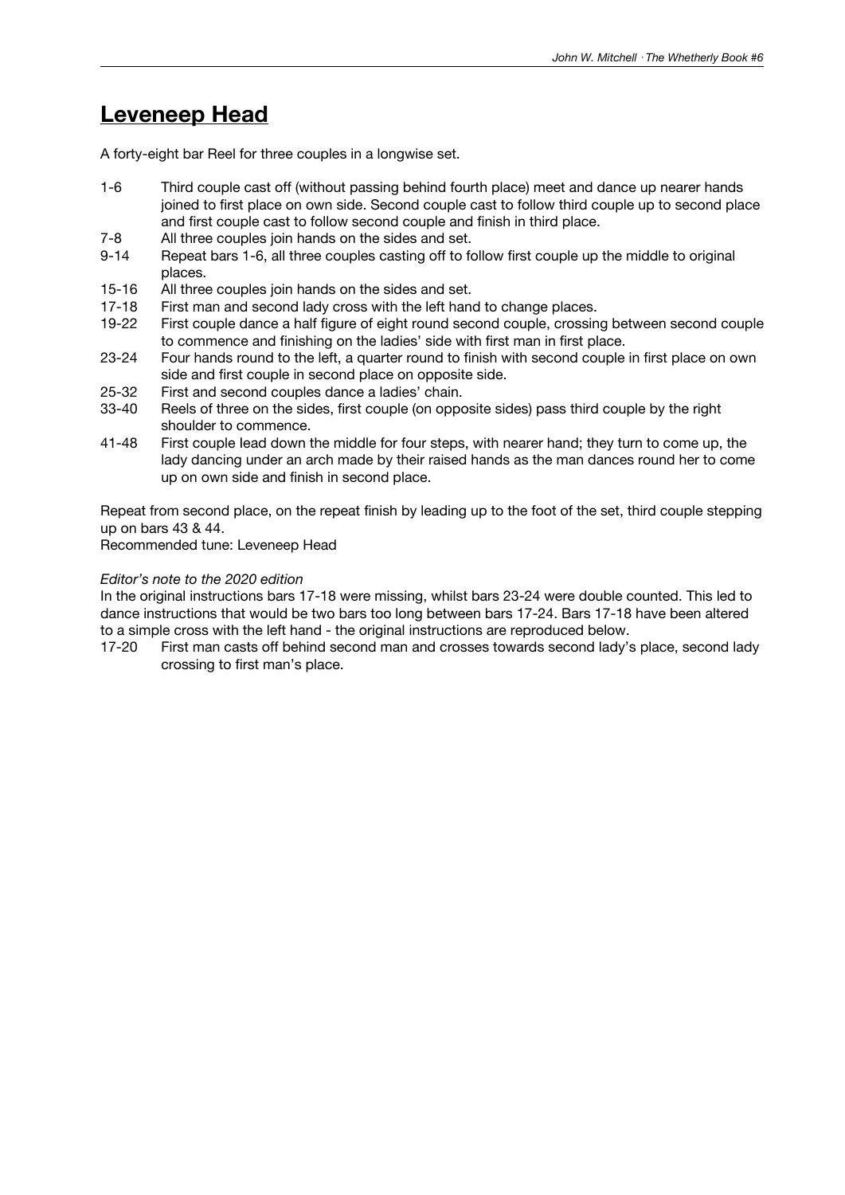# Leveneep Head

A forty-eight bar Reel for three couples in a longwise set.

| | |
|---|---|
| 1-6 | Third couple cast off (without passing behind fourth place) meet and dance up nearer hands joined to first place on own side. Second couple cast to follow third couple up to second place and first couple cast to follow second couple and finish in third place. |
| 7-8 | All three couples join hands on the sides and set. |
| 9-14 | Repeat bars 1-6, all three couples casting off to follow first couple up the middle to original places. |
| 15-16 | All three couples join hands on the sides and set. |
| 17-18 | First man and second lady cross with the left hand to change places. |
| 19-22 | First couple dance a half figure of eight round second couple, crossing between second couple to commence and finishing on the ladies' side with first man in first place. |
| 23-24 | Four hands round to the left, a quarter round to finish with second couple in first place on own side and first couple in second place on opposite side. |
| 25-32 | First and second couples dance a ladies' chain. |
| 33-40 | Reels of three on the sides, first couple (on opposite sides) pass third couple by the right shoulder to commence. |
| 41-48 | First couple lead down the middle for four steps, with nearer hand; they turn to come up, the lady dancing under an arch made by their raised hands as the man dances round her to come up on own side and finish in second place. |

Repeat from second place, on the repeat finish by leading up to the foot of the set, third couple stepping up on bars 43 & 44.

Recommended tune: Leveneep Head

*Editor's note to the 2020 edition*

In the original instructions bars 17-18 were missing, whilst bars 23-24 were double counted. This led to dance instructions that would be two bars too long between bars 17-24. Bars 17-18 have been altered to a simple cross with the left hand - the original instructions are reproduced below.

| | |
|---|---|
| 17-20 | First man casts off behind second man and crosses towards second lady's place, second lady crossing to first man's place. |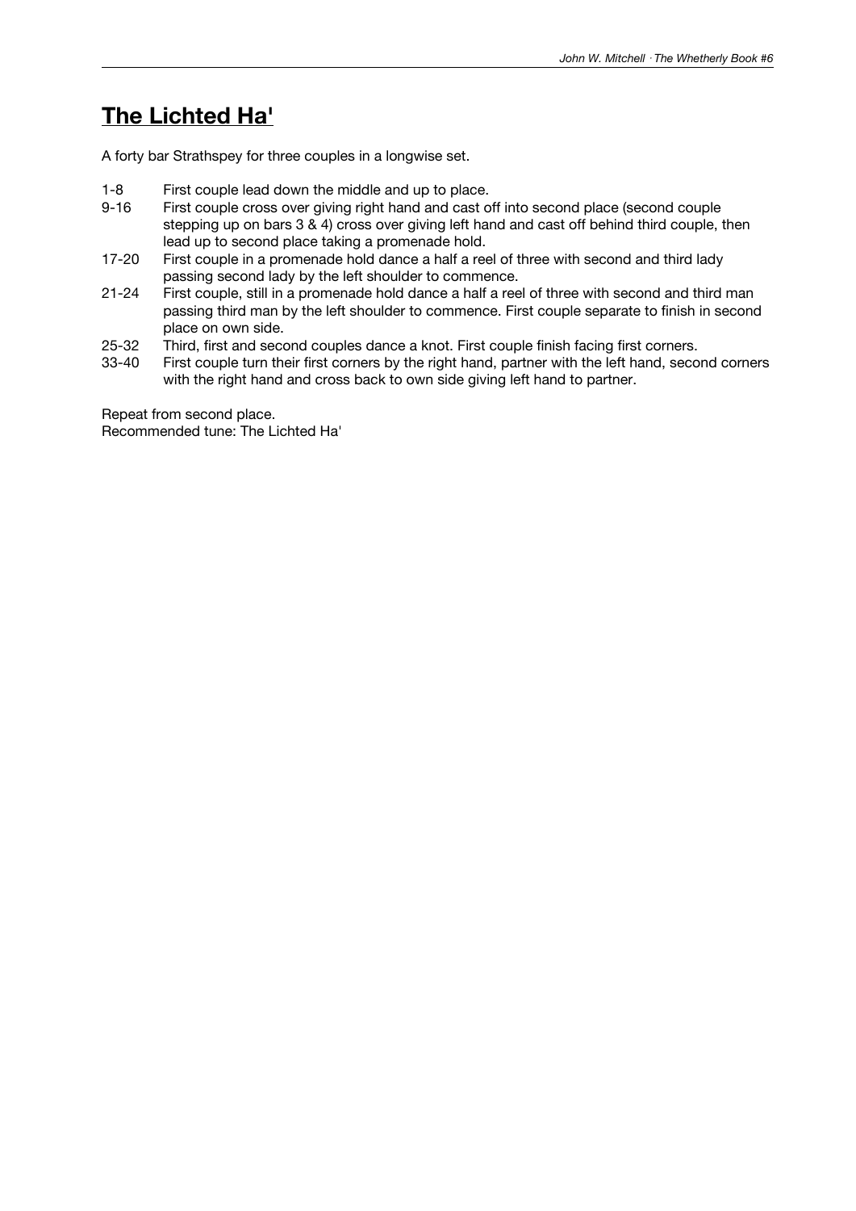## The Lichted Ha'

A forty bar Strathspey for three couples in a longwise set.

| | |
|---|---|
| 1-8 | First couple lead down the middle and up to place. |
| 9-16 | First couple cross over giving right hand and cast off into second place (second couple stepping up on bars 3 & 4) cross over giving left hand and cast off behind third couple, then lead up to second place taking a promenade hold. |
| 17-20 | First couple in a promenade hold dance a half a reel of three with second and third lady passing second lady by the left shoulder to commence. |
| 21-24 | First couple, still in a promenade hold dance a half a reel of three with second and third man passing third man by the left shoulder to commence. First couple separate to finish in second place on own side. |
| 25-32 | Third, first and second couples dance a knot. First couple finish facing first corners. |
| 33-40 | First couple turn their first corners by the right hand, partner with the left hand, second corners with the right hand and cross back to own side giving left hand to partner. |

Repeat from second place.
Recommended tune: The Lichted Ha'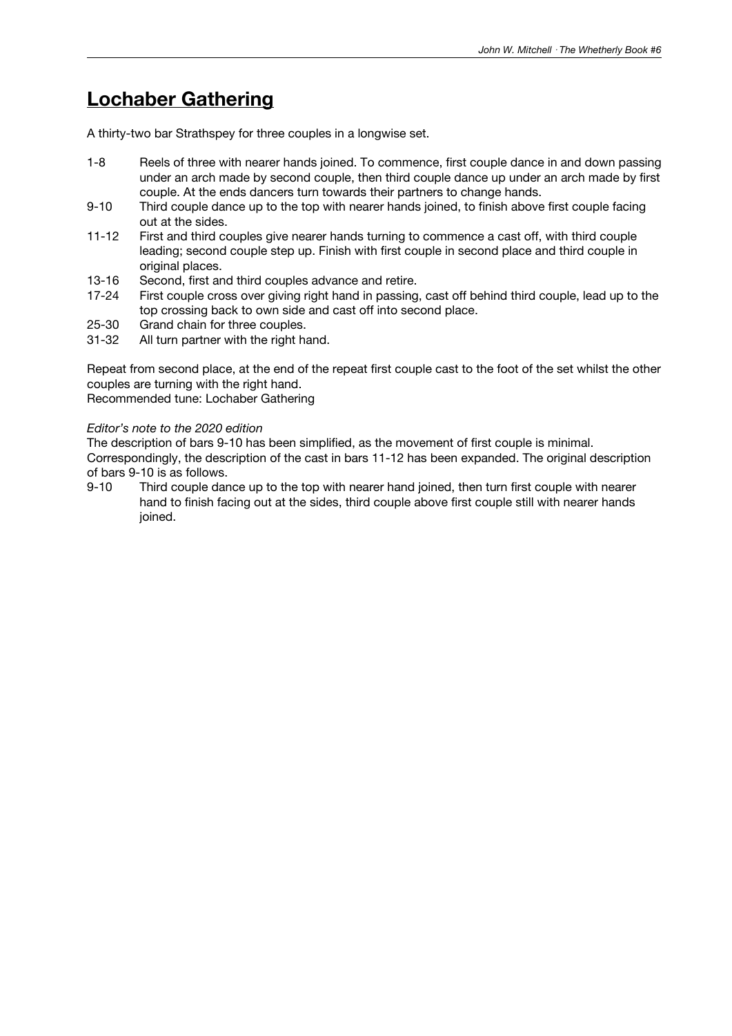# Lochaber Gathering

A thirty-two bar Strathspey for three couples in a longwise set.

1-8 Reels of three with nearer hands joined. To commence, first couple dance in and down passing under an arch made by second couple, then third couple dance up under an arch made by first couple. At the ends dancers turn towards their partners to change hands.

9-10 Third couple dance up to the top with nearer hands joined, to finish above first couple facing out at the sides.

11-12 First and third couples give nearer hands turning to commence a cast off, with third couple leading; second couple step up. Finish with first couple in second place and third couple in original places.

13-16 Second, first and third couples advance and retire.

17-24 First couple cross over giving right hand in passing, cast off behind third couple, lead up to the top crossing back to own side and cast off into second place.

25-30 Grand chain for three couples.

31-32 All turn partner with the right hand.

Repeat from second place, at the end of the repeat first couple cast to the foot of the set whilst the other couples are turning with the right hand.
Recommended tune: Lochaber Gathering

*Editor's note to the 2020 edition*
The description of bars 9-10 has been simplified, as the movement of first couple is minimal. Correspondingly, the description of the cast in bars 11-12 has been expanded. The original description of bars 9-10 is as follows.

9-10 Third couple dance up to the top with nearer hand joined, then turn first couple with nearer hand to finish facing out at the sides, third couple above first couple still with nearer hands joined.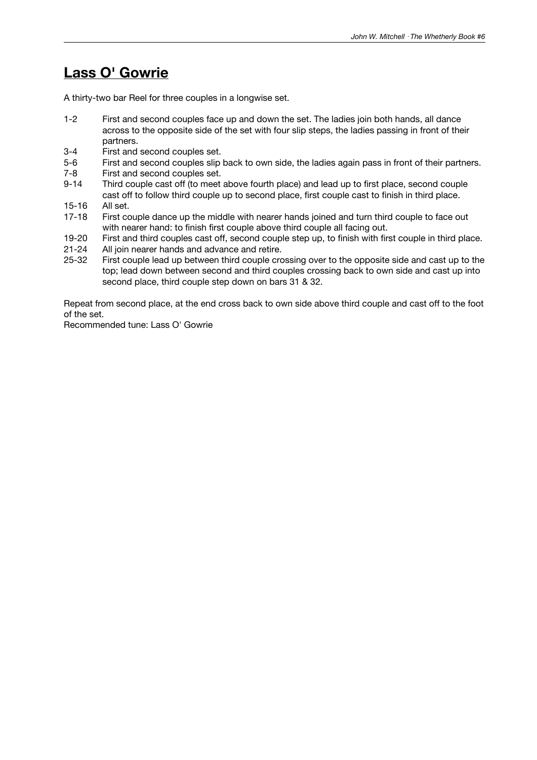## Lass O' Gowrie

A thirty-two bar Reel for three couples in a longwise set.

| | |
|---|---|
| 1-2 | First and second couples face up and down the set. The ladies join both hands, all dance across to the opposite side of the set with four slip steps, the ladies passing in front of their partners. |
| 3-4 | First and second couples set. |
| 5-6 | First and second couples slip back to own side, the ladies again pass in front of their partners. |
| 7-8 | First and second couples set. |
| 9-14 | Third couple cast off (to meet above fourth place) and lead up to first place, second couple cast off to follow third couple up to second place, first couple cast to finish in third place. |
| 15-16 | All set. |
| 17-18 | First couple dance up the middle with nearer hands joined and turn third couple to face out with nearer hand: to finish first couple above third couple all facing out. |
| 19-20 | First and third couples cast off, second couple step up, to finish with first couple in third place. |
| 21-24 | All join nearer hands and advance and retire. |
| 25-32 | First couple lead up between third couple crossing over to the opposite side and cast up to the top; lead down between second and third couples crossing back to own side and cast up into second place, third couple step down on bars 31 & 32. |

Repeat from second place, at the end cross back to own side above third couple and cast off to the foot of the set.
Recommended tune: Lass O' Gowrie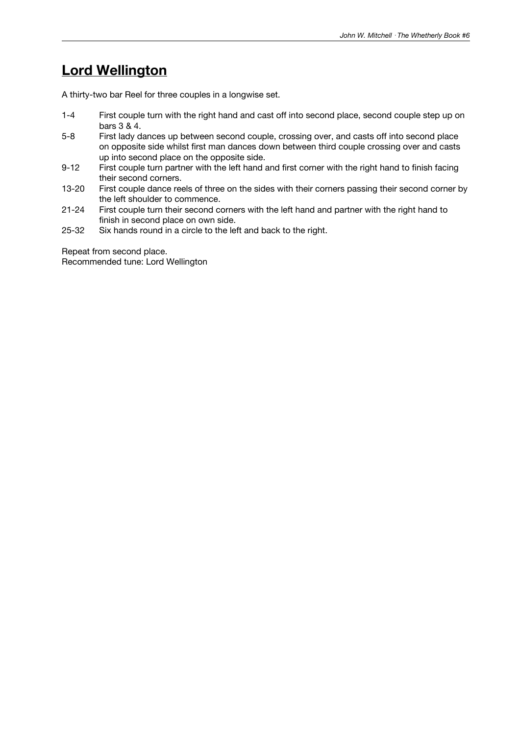## **Lord Wellington**

A thirty-two bar Reel for three couples in a longwise set.

| | |
|---|---|
| 1-4 | First couple turn with the right hand and cast off into second place, second couple step up on bars 3 & 4. |
| 5-8 | First lady dances up between second couple, crossing over, and casts off into second place on opposite side whilst first man dances down between third couple crossing over and casts up into second place on the opposite side. |
| 9-12 | First couple turn partner with the left hand and first corner with the right hand to finish facing their second corners. |
| 13-20 | First couple dance reels of three on the sides with their corners passing their second corner by the left shoulder to commence. |
| 21-24 | First couple turn their second corners with the left hand and partner with the right hand to finish in second place on own side. |
| 25-32 | Six hands round in a circle to the left and back to the right. |

Repeat from second place.
Recommended tune: Lord Wellington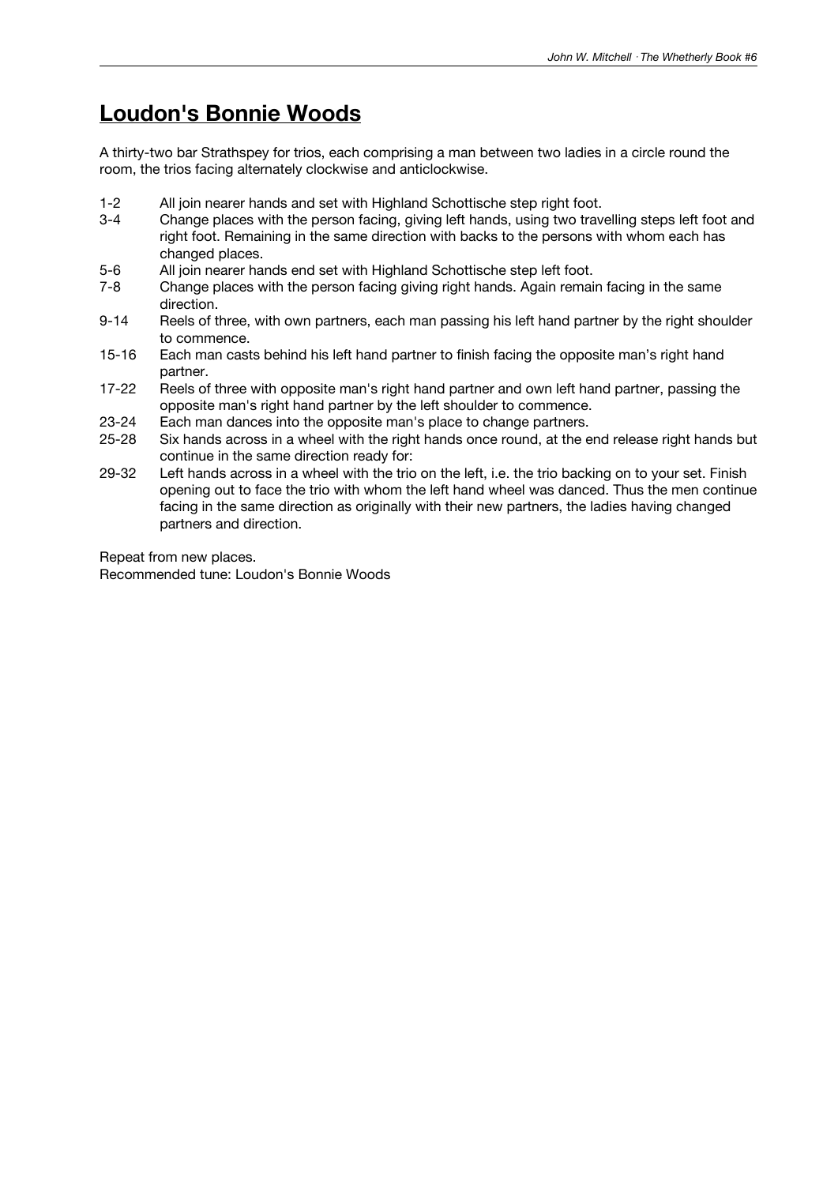# Loudon's Bonnie Woods

A thirty-two bar Strathspey for trios, each comprising a man between two ladies in a circle round the room, the trios facing alternately clockwise and anticlockwise.

| | |
|---|---|
| 1-2 | All join nearer hands and set with Highland Schottische step right foot. |
| 3-4 | Change places with the person facing, giving left hands, using two travelling steps left foot and right foot. Remaining in the same direction with backs to the persons with whom each has changed places. |
| 5-6 | All join nearer hands end set with Highland Schottische step left foot. |
| 7-8 | Change places with the person facing giving right hands. Again remain facing in the same direction. |
| 9-14 | Reels of three, with own partners, each man passing his left hand partner by the right shoulder to commence. |
| 15-16 | Each man casts behind his left hand partner to finish facing the opposite man's right hand partner. |
| 17-22 | Reels of three with opposite man's right hand partner and own left hand partner, passing the opposite man's right hand partner by the left shoulder to commence. |
| 23-24 | Each man dances into the opposite man's place to change partners. |
| 25-28 | Six hands across in a wheel with the right hands once round, at the end release right hands but continue in the same direction ready for: |
| 29-32 | Left hands across in a wheel with the trio on the left, i.e. the trio backing on to your set. Finish opening out to face the trio with whom the left hand wheel was danced. Thus the men continue facing in the same direction as originally with their new partners, the ladies having changed partners and direction. |

Repeat from new places.
Recommended tune: Loudon's Bonnie Woods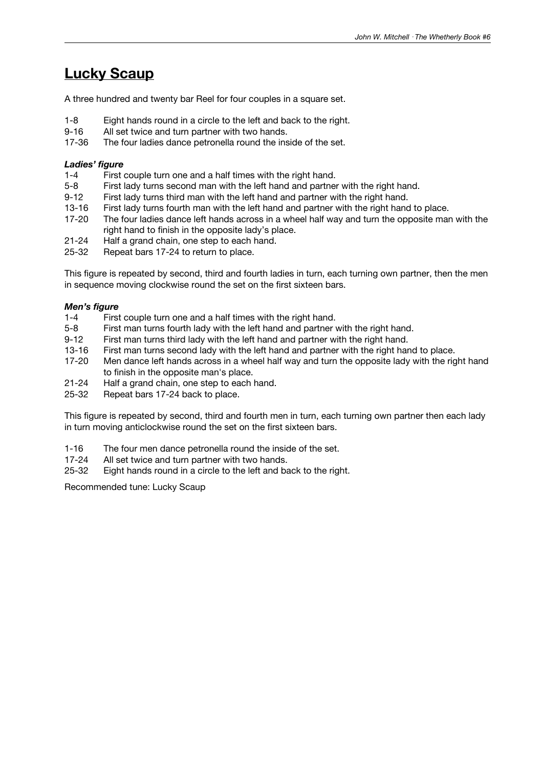# Lucky Scaup

A three hundred and twenty bar Reel for four couples in a square set.

1-8 Eight hands round in a circle to the left and back to the right.
9-16 All set twice and turn partner with two hands.
17-36 The four ladies dance petronella round the inside of the set.

***Ladies' figure***

1-4 First couple turn one and a half times with the right hand.
5-8 First lady turns second man with the left hand and partner with the right hand.
9-12 First lady turns third man with the left hand and partner with the right hand.
13-16 First lady turns fourth man with the left hand and partner with the right hand to place.
17-20 The four ladies dance left hands across in a wheel half way and turn the opposite man with the right hand to finish in the opposite lady's place.
21-24 Half a grand chain, one step to each hand.
25-32 Repeat bars 17-24 to return to place.

This figure is repeated by second, third and fourth ladies in turn, each turning own partner, then the men in sequence moving clockwise round the set on the first sixteen bars.

***Men's figure***

1-4 First couple turn one and a half times with the right hand.
5-8 First man turns fourth lady with the left hand and partner with the right hand.
9-12 First man turns third lady with the left hand and partner with the right hand.
13-16 First man turns second lady with the left hand and partner with the right hand to place.
17-20 Men dance left hands across in a wheel half way and turn the opposite lady with the right hand to finish in the opposite man's place.
21-24 Half a grand chain, one step to each hand.
25-32 Repeat bars 17-24 back to place.

This figure is repeated by second, third and fourth men in turn, each turning own partner then each lady in turn moving anticlockwise round the set on the first sixteen bars.

1-16 The four men dance petronella round the inside of the set.
17-24 All set twice and turn partner with two hands.
25-32 Eight hands round in a circle to the left and back to the right.

Recommended tune: Lucky Scaup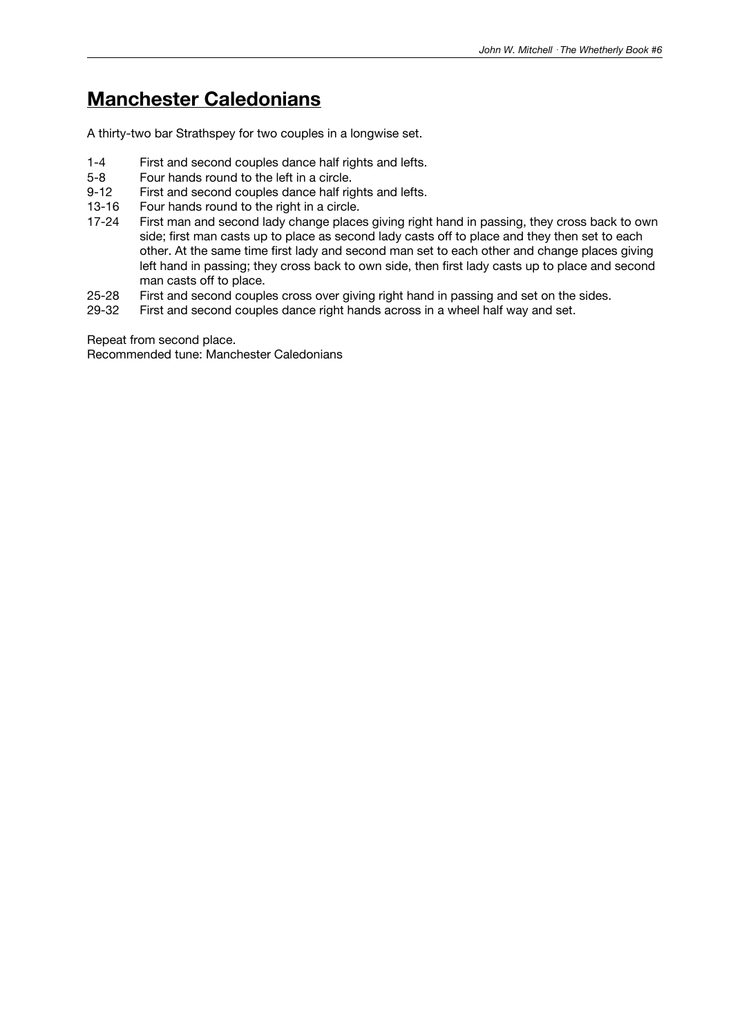# Manchester Caledonians

A thirty-two bar Strathspey for two couples in a longwise set.

| | |
|---|---|
| 1-4 | First and second couples dance half rights and lefts. |
| 5-8 | Four hands round to the left in a circle. |
| 9-12 | First and second couples dance half rights and lefts. |
| 13-16 | Four hands round to the right in a circle. |
| 17-24 | First man and second lady change places giving right hand in passing, they cross back to own side; first man casts up to place as second lady casts off to place and they then set to each other. At the same time first lady and second man set to each other and change places giving left hand in passing; they cross back to own side, then first lady casts up to place and second man casts off to place. |
| 25-28 | First and second couples cross over giving right hand in passing and set on the sides. |
| 29-32 | First and second couples dance right hands across in a wheel half way and set. |

Repeat from second place.  
Recommended tune: Manchester Caledonians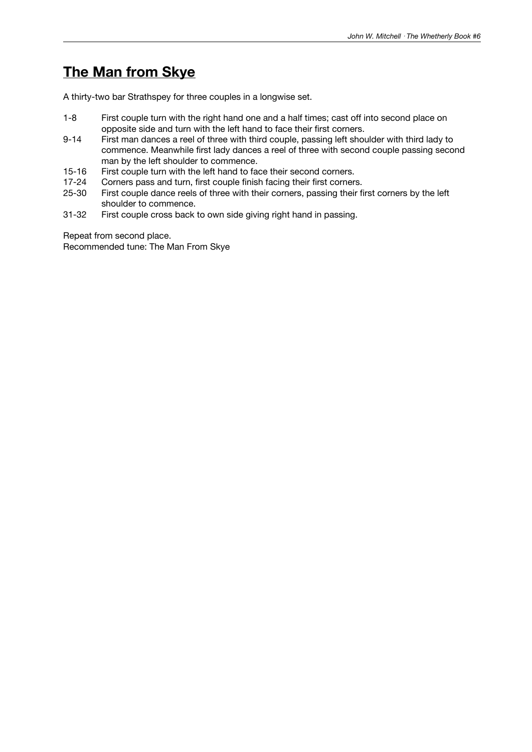## The Man from Skye

A thirty-two bar Strathspey for three couples in a longwise set.

| | |
|---|---|
| 1-8 | First couple turn with the right hand one and a half times; cast off into second place on opposite side and turn with the left hand to face their first corners. |
| 9-14 | First man dances a reel of three with third couple, passing left shoulder with third lady to commence. Meanwhile first lady dances a reel of three with second couple passing second man by the left shoulder to commence. |
| 15-16 | First couple turn with the left hand to face their second corners. |
| 17-24 | Corners pass and turn, first couple finish facing their first corners. |
| 25-30 | First couple dance reels of three with their corners, passing their first corners by the left shoulder to commence. |
| 31-32 | First couple cross back to own side giving right hand in passing. |

Repeat from second place.
Recommended tune: The Man From Skye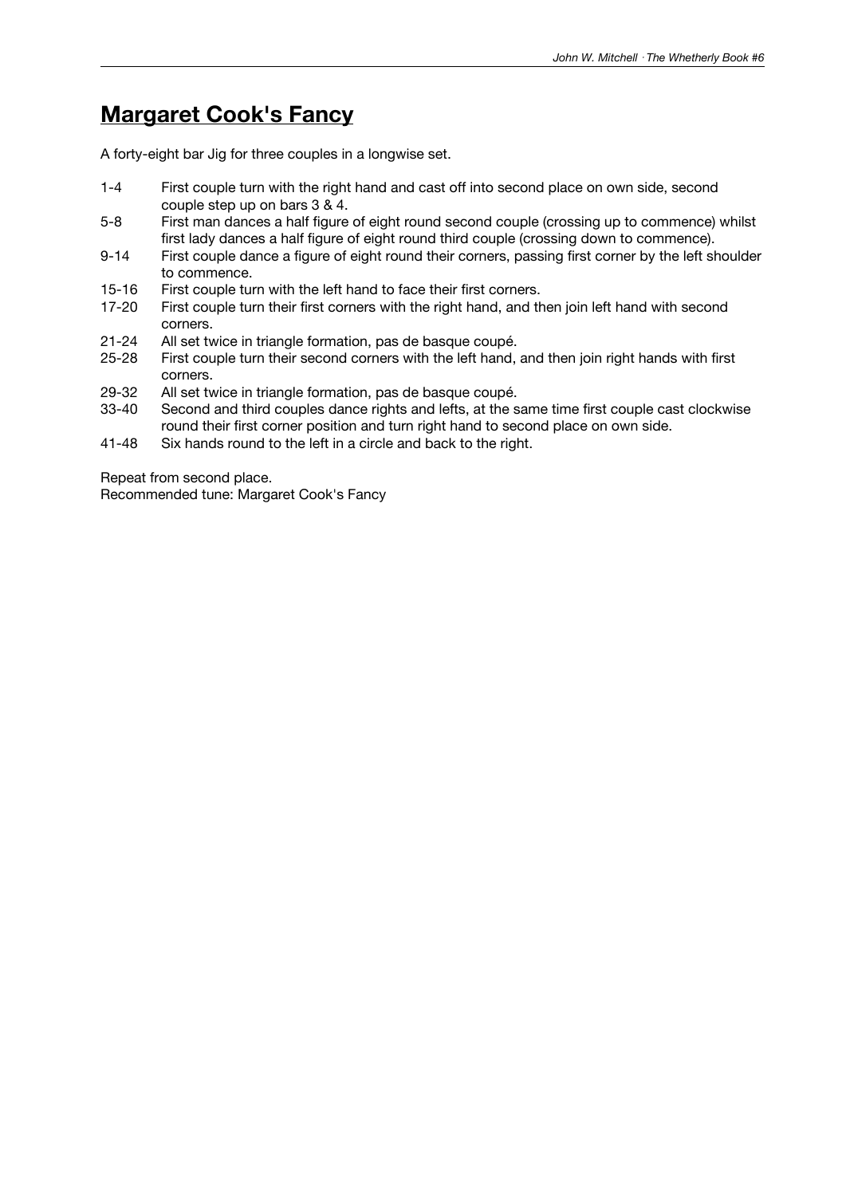## **Margaret Cook's Fancy**

A forty-eight bar Jig for three couples in a longwise set.

| | |
|---|---|
| 1-4 | First couple turn with the right hand and cast off into second place on own side, second couple step up on bars 3 & 4. |
| 5-8 | First man dances a half figure of eight round second couple (crossing up to commence) whilst first lady dances a half figure of eight round third couple (crossing down to commence). |
| 9-14 | First couple dance a figure of eight round their corners, passing first corner by the left shoulder to commence. |
| 15-16 | First couple turn with the left hand to face their first corners. |
| 17-20 | First couple turn their first corners with the right hand, and then join left hand with second corners. |
| 21-24 | All set twice in triangle formation, pas de basque coupé. |
| 25-28 | First couple turn their second corners with the left hand, and then join right hands with first corners. |
| 29-32 | All set twice in triangle formation, pas de basque coupé. |
| 33-40 | Second and third couples dance rights and lefts, at the same time first couple cast clockwise round their first corner position and turn right hand to second place on own side. |
| 41-48 | Six hands round to the left in a circle and back to the right. |

Repeat from second place.
Recommended tune: Margaret Cook's Fancy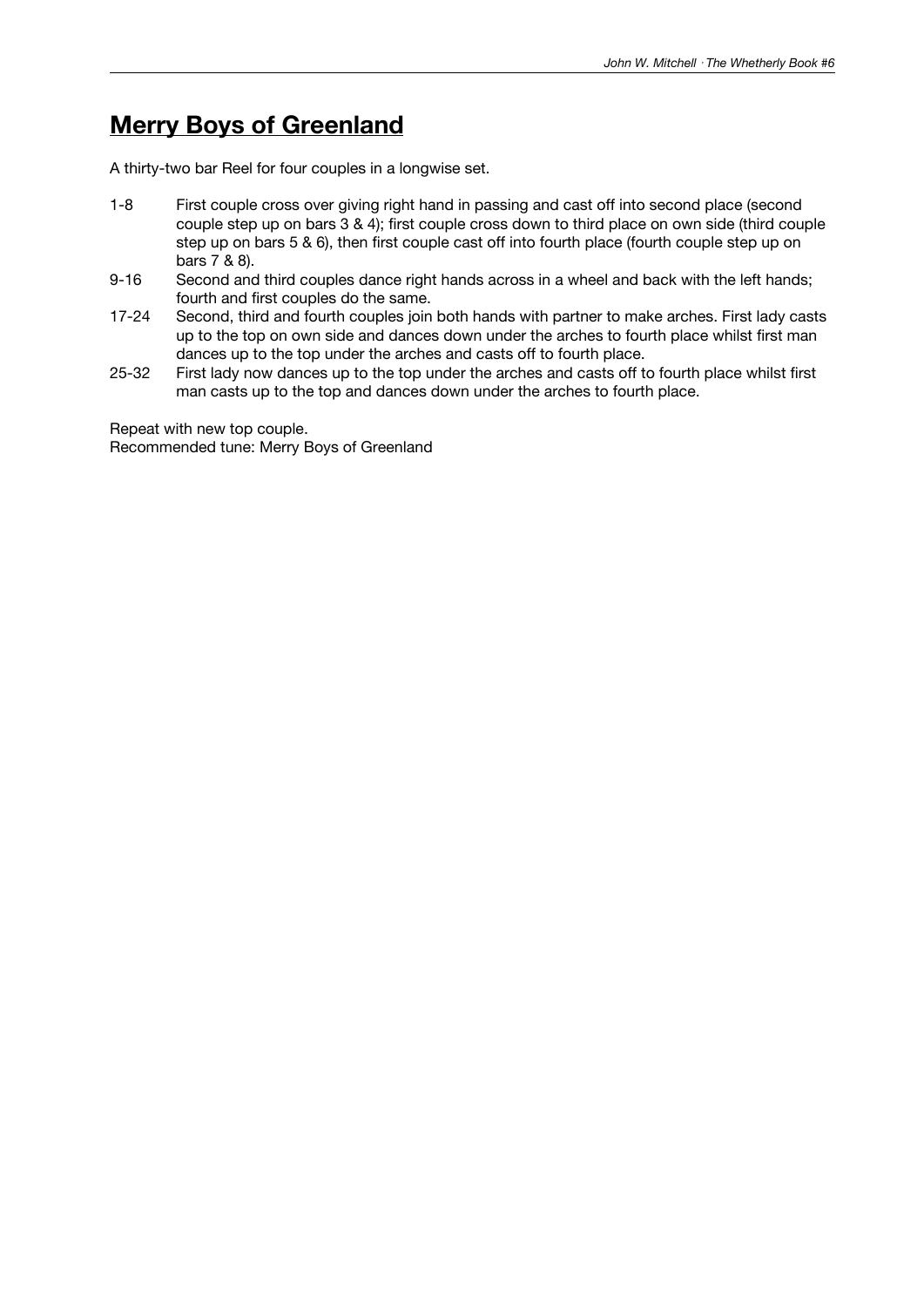# Merry Boys of Greenland

A thirty-two bar Reel for four couples in a longwise set.

- 1-8 First couple cross over giving right hand in passing and cast off into second place (second couple step up on bars 3 & 4); first couple cross down to third place on own side (third couple step up on bars 5 & 6), then first couple cast off into fourth place (fourth couple step up on bars 7 & 8).
- 9-16 Second and third couples dance right hands across in a wheel and back with the left hands; fourth and first couples do the same.
- 17-24 Second, third and fourth couples join both hands with partner to make arches. First lady casts up to the top on own side and dances down under the arches to fourth place whilst first man dances up to the top under the arches and casts off to fourth place.
- 25-32 First lady now dances up to the top under the arches and casts off to fourth place whilst first man casts up to the top and dances down under the arches to fourth place.

Repeat with new top couple.
Recommended tune: Merry Boys of Greenland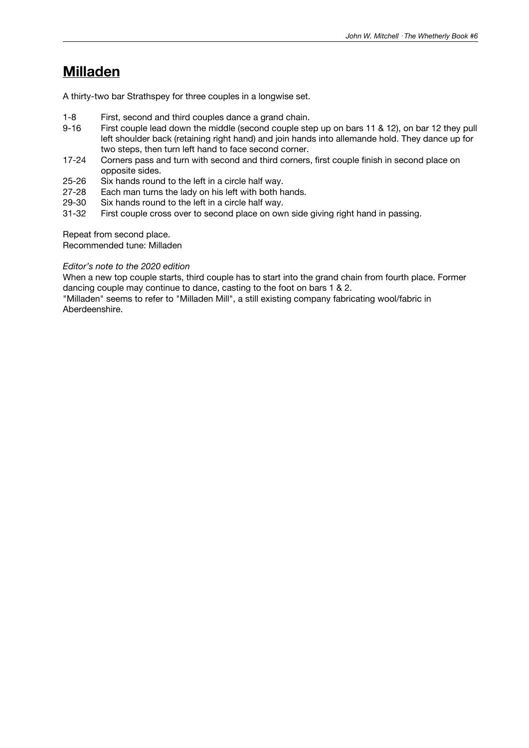# **Milladen**

A thirty-two bar Strathspey for three couples in a longwise set.

| | |
|---|---|
| 1-8 | First, second and third couples dance a grand chain. |
| 9-16 | First couple lead down the middle (second couple step up on bars 11 & 12), on bar 12 they pull left shoulder back (retaining right hand) and join hands into allemande hold. They dance up for two steps, then turn left hand to face second corner. |
| 17-24 | Corners pass and turn with second and third corners, first couple finish in second place on opposite sides. |
| 25-26 | Six hands round to the left in a circle half way. |
| 27-28 | Each man turns the lady on his left with both hands. |
| 29-30 | Six hands round to the left in a circle half way. |
| 31-32 | First couple cross over to second place on own side giving right hand in passing. |

Repeat from second place.
Recommended tune: Milladen

*Editor's note to the 2020 edition*
When a new top couple starts, third couple has to start into the grand chain from fourth place. Former dancing couple may continue to dance, casting to the foot on bars 1 & 2.
"Milladen" seems to refer to "Milladen Mill", a still existing company fabricating wool/fabric in Aberdeenshire.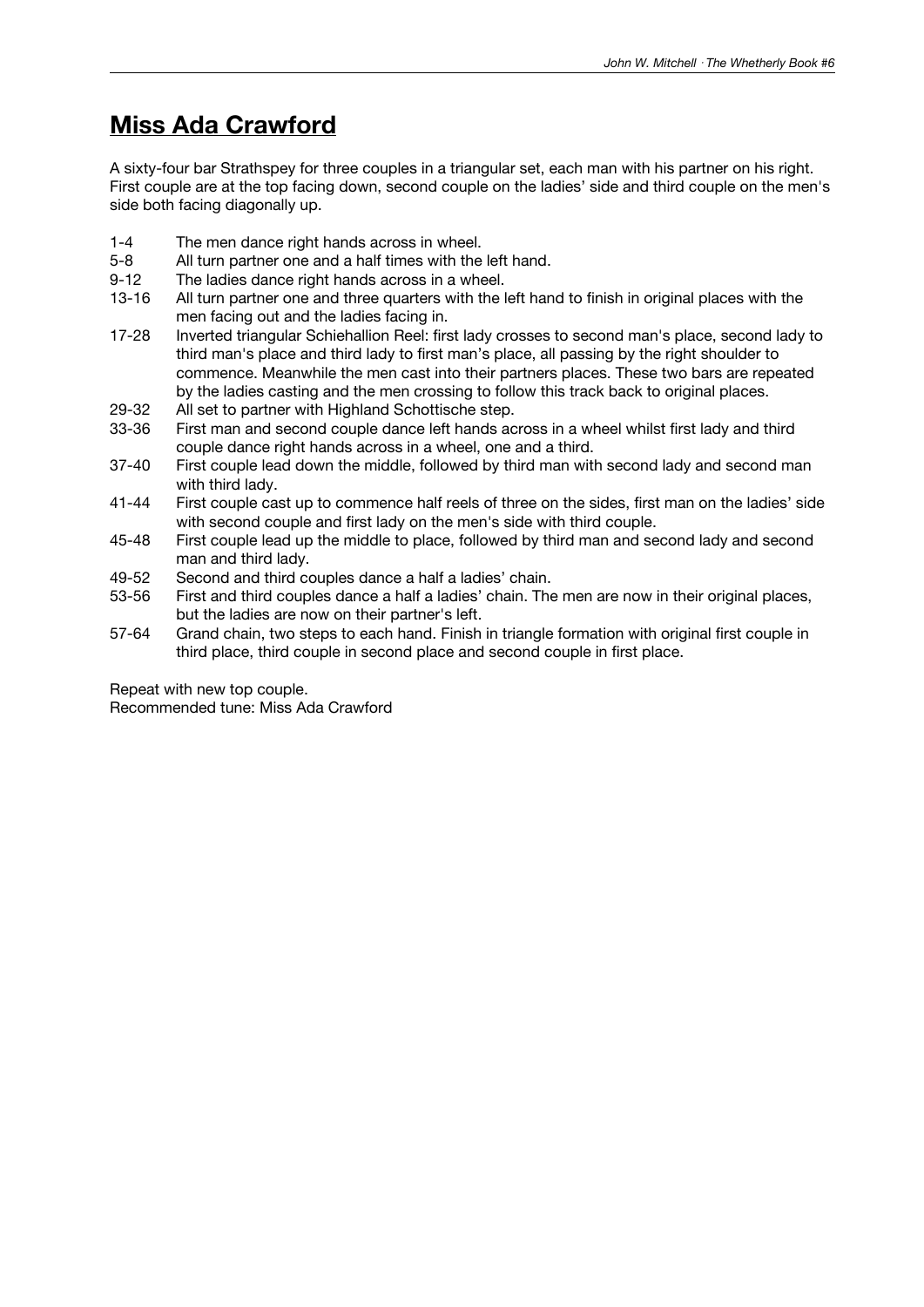# Miss Ada Crawford

A sixty-four bar Strathspey for three couples in a triangular set, each man with his partner on his right. First couple are at the top facing down, second couple on the ladies' side and third couple on the men's side both facing diagonally up.

| | |
|---|---|
| 1-4 | The men dance right hands across in wheel. |
| 5-8 | All turn partner one and a half times with the left hand. |
| 9-12 | The ladies dance right hands across in a wheel. |
| 13-16 | All turn partner one and three quarters with the left hand to finish in original places with the men facing out and the ladies facing in. |
| 17-28 | Inverted triangular Schiehallion Reel: first lady crosses to second man's place, second lady to third man's place and third lady to first man's place, all passing by the right shoulder to commence. Meanwhile the men cast into their partners places. These two bars are repeated by the ladies casting and the men crossing to follow this track back to original places. |
| 29-32 | All set to partner with Highland Schottische step. |
| 33-36 | First man and second couple dance left hands across in a wheel whilst first lady and third couple dance right hands across in a wheel, one and a third. |
| 37-40 | First couple lead down the middle, followed by third man with second lady and second man with third lady. |
| 41-44 | First couple cast up to commence half reels of three on the sides, first man on the ladies' side with second couple and first lady on the men's side with third couple. |
| 45-48 | First couple lead up the middle to place, followed by third man and second lady and second man and third lady. |
| 49-52 | Second and third couples dance a half a ladies' chain. |
| 53-56 | First and third couples dance a half a ladies' chain. The men are now in their original places, but the ladies are now on their partner's left. |
| 57-64 | Grand chain, two steps to each hand. Finish in triangle formation with original first couple in third place, third couple in second place and second couple in first place. |

Repeat with new top couple.
Recommended tune: Miss Ada Crawford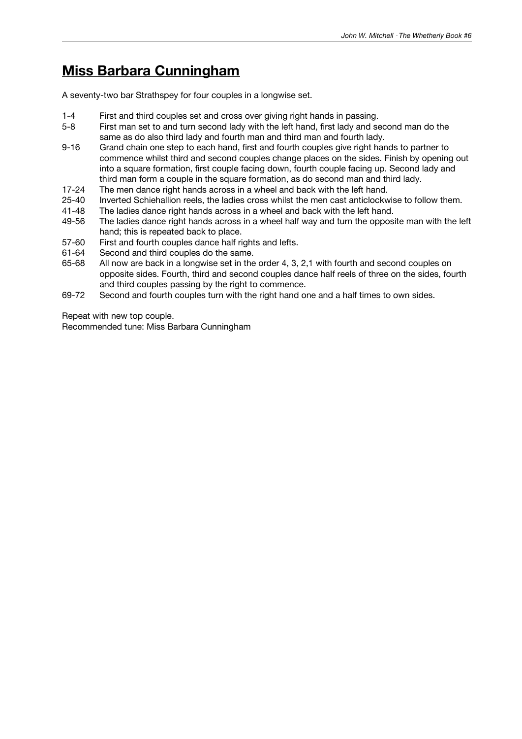# Miss Barbara Cunningham

A seventy-two bar Strathspey for four couples in a longwise set.

| | |
|---|---|
| 1-4 | First and third couples set and cross over giving right hands in passing. |
| 5-8 | First man set to and turn second lady with the left hand, first lady and second man do the same as do also third lady and fourth man and third man and fourth lady. |
| 9-16 | Grand chain one step to each hand, first and fourth couples give right hands to partner to commence whilst third and second couples change places on the sides. Finish by opening out into a square formation, first couple facing down, fourth couple facing up. Second lady and third man form a couple in the square formation, as do second man and third lady. |
| 17-24 | The men dance right hands across in a wheel and back with the left hand. |
| 25-40 | Inverted Schiehallion reels, the ladies cross whilst the men cast anticlockwise to follow them. |
| 41-48 | The ladies dance right hands across in a wheel and back with the left hand. |
| 49-56 | The ladies dance right hands across in a wheel half way and turn the opposite man with the left hand; this is repeated back to place. |
| 57-60 | First and fourth couples dance half rights and lefts. |
| 61-64 | Second and third couples do the same. |
| 65-68 | All now are back in a longwise set in the order 4, 3, 2,1 with fourth and second couples on opposite sides. Fourth, third and second couples dance half reels of three on the sides, fourth and third couples passing by the right to commence. |
| 69-72 | Second and fourth couples turn with the right hand one and a half times to own sides. |

Repeat with new top couple.
Recommended tune: Miss Barbara Cunningham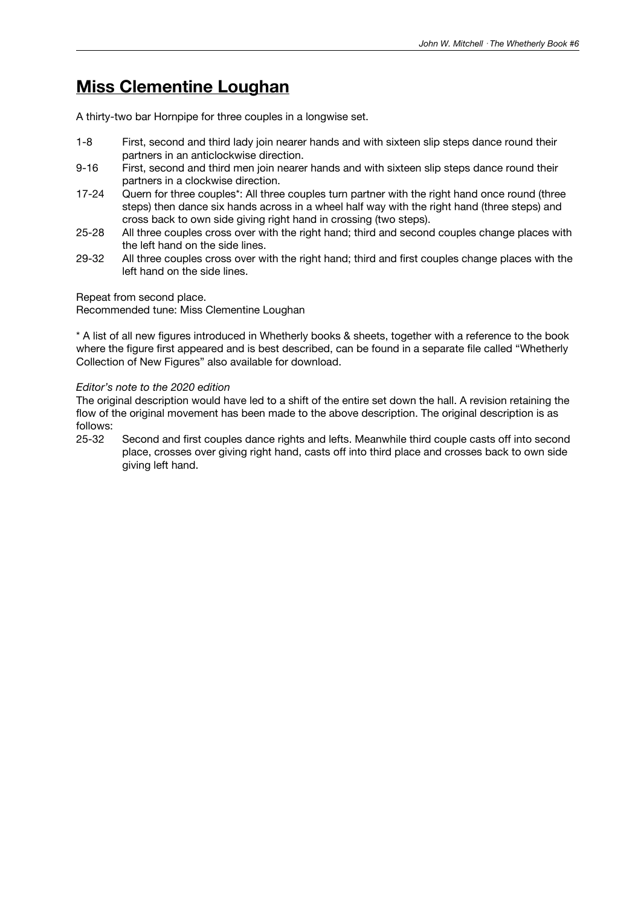# Miss Clementine Loughan

A thirty-two bar Hornpipe for three couples in a longwise set.

- 1-8 First, second and third lady join nearer hands and with sixteen slip steps dance round their partners in an anticlockwise direction.
- 9-16 First, second and third men join nearer hands and with sixteen slip steps dance round their partners in a clockwise direction.
- 17-24 Quern for three couples*: All three couples turn partner with the right hand once round (three steps) then dance six hands across in a wheel half way with the right hand (three steps) and cross back to own side giving right hand in crossing (two steps).
- 25-28 All three couples cross over with the right hand; third and second couples change places with the left hand on the side lines.
- 29-32 All three couples cross over with the right hand; third and first couples change places with the left hand on the side lines.

Repeat from second place.
Recommended tune: Miss Clementine Loughan

* A list of all new figures introduced in Whetherly books & sheets, together with a reference to the book where the figure first appeared and is best described, can be found in a separate file called "Whetherly Collection of New Figures" also available for download.

*Editor's note to the 2020 edition*
The original description would have led to a shift of the entire set down the hall. A revision retaining the flow of the original movement has been made to the above description. The original description is as follows:

- 25-32 Second and first couples dance rights and lefts. Meanwhile third couple casts off into second place, crosses over giving right hand, casts off into third place and crosses back to own side giving left hand.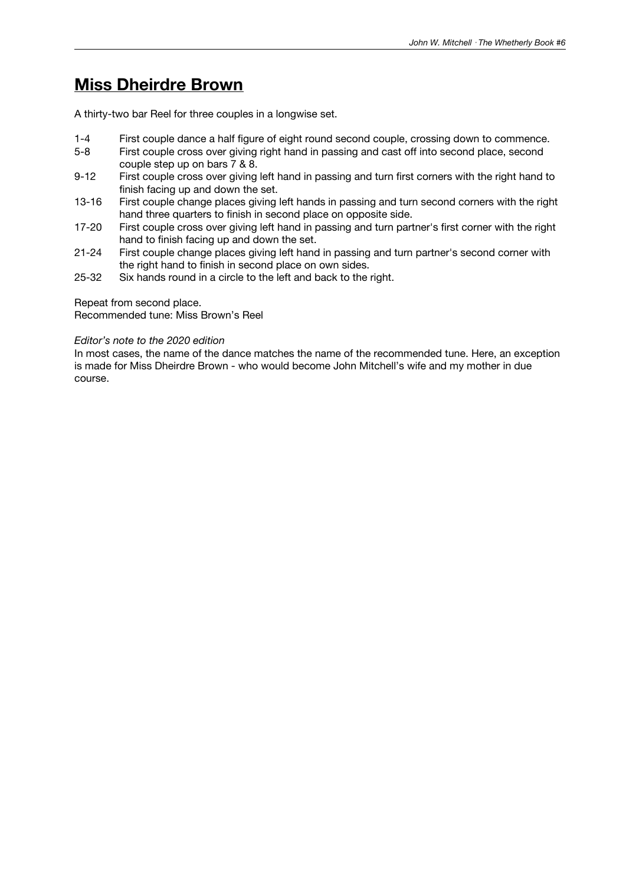# **Miss Dheirdre Brown**

A thirty-two bar Reel for three couples in a longwise set.

| | |
|---|---|
| 1-4 | First couple dance a half figure of eight round second couple, crossing down to commence. |
| 5-8 | First couple cross over giving right hand in passing and cast off into second place, second couple step up on bars 7 & 8. |
| 9-12 | First couple cross over giving left hand in passing and turn first corners with the right hand to finish facing up and down the set. |
| 13-16 | First couple change places giving left hands in passing and turn second corners with the right hand three quarters to finish in second place on opposite side. |
| 17-20 | First couple cross over giving left hand in passing and turn partner's first corner with the right hand to finish facing up and down the set. |
| 21-24 | First couple change places giving left hand in passing and turn partner's second corner with the right hand to finish in second place on own sides. |
| 25-32 | Six hands round in a circle to the left and back to the right. |

Repeat from second place.
Recommended tune: Miss Brown's Reel

*Editor's note to the 2020 edition*
In most cases, the name of the dance matches the name of the recommended tune. Here, an exception is made for Miss Dheirdre Brown - who would become John Mitchell's wife and my mother in due course.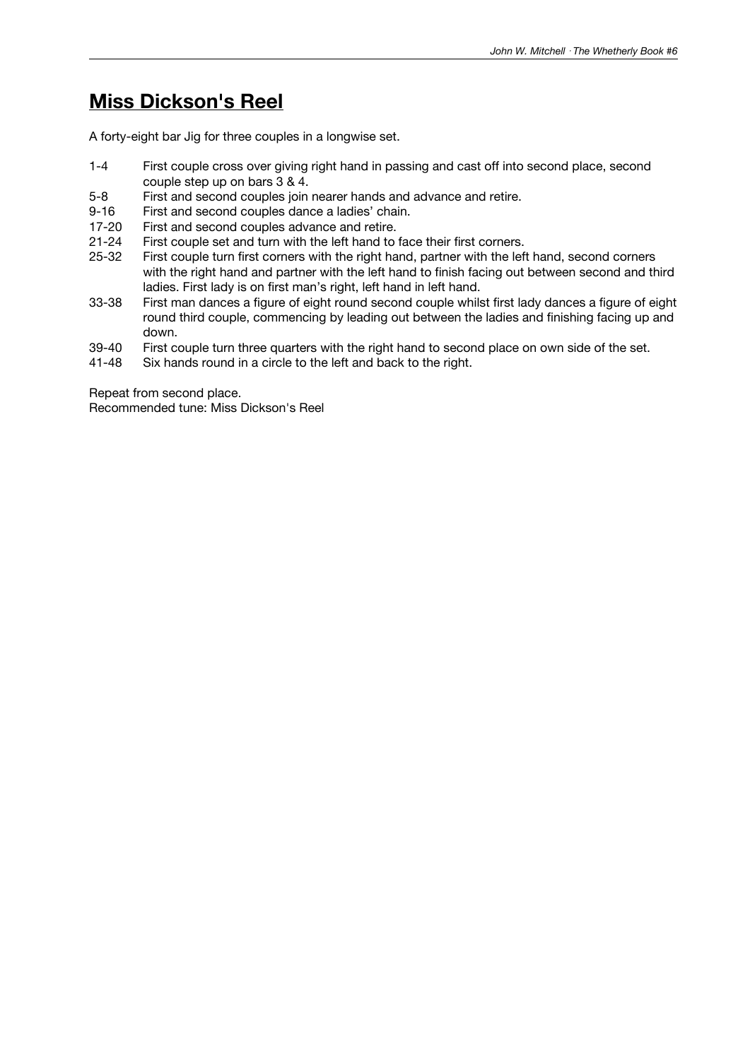# Miss Dickson's Reel

A forty-eight bar Jig for three couples in a longwise set.

| | |
|---|---|
| 1-4 | First couple cross over giving right hand in passing and cast off into second place, second couple step up on bars 3 & 4. |
| 5-8 | First and second couples join nearer hands and advance and retire. |
| 9-16 | First and second couples dance a ladies' chain. |
| 17-20 | First and second couples advance and retire. |
| 21-24 | First couple set and turn with the left hand to face their first corners. |
| 25-32 | First couple turn first corners with the right hand, partner with the left hand, second corners with the right hand and partner with the left hand to finish facing out between second and third ladies. First lady is on first man's right, left hand in left hand. |
| 33-38 | First man dances a figure of eight round second couple whilst first lady dances a figure of eight round third couple, commencing by leading out between the ladies and finishing facing up and down. |
| 39-40 | First couple turn three quarters with the right hand to second place on own side of the set. |
| 41-48 | Six hands round in a circle to the left and back to the right. |

Repeat from second place.
Recommended tune: Miss Dickson's Reel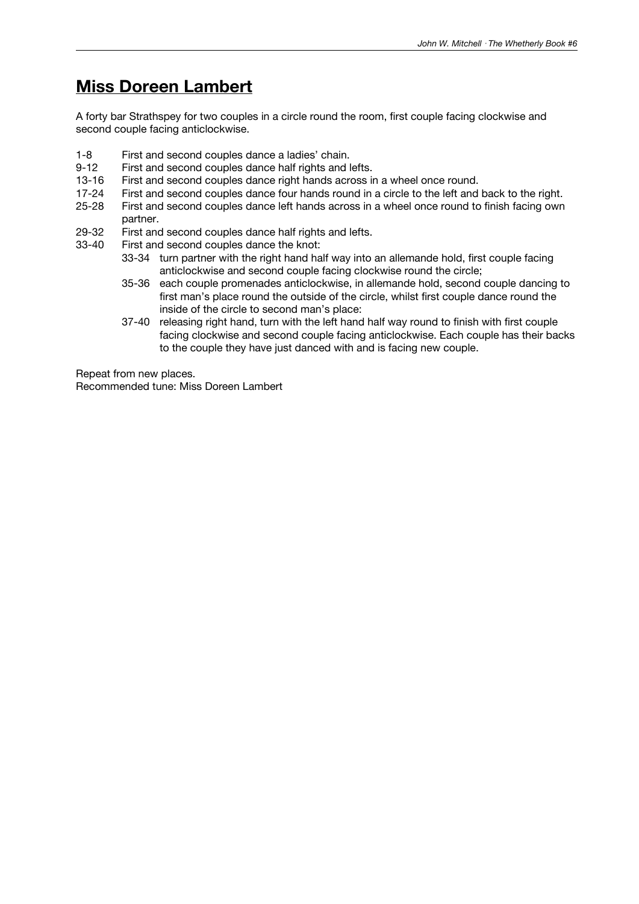# Miss Doreen Lambert

A forty bar Strathspey for two couples in a circle round the room, first couple facing clockwise and second couple facing anticlockwise.

1-8 First and second couples dance a ladies' chain.
9-12 First and second couples dance half rights and lefts.
13-16 First and second couples dance right hands across in a wheel once round.
17-24 First and second couples dance four hands round in a circle to the left and back to the right.
25-28 First and second couples dance left hands across in a wheel once round to finish facing own partner.
29-32 First and second couples dance half rights and lefts.
33-40 First and second couples dance the knot:

- 33-34 turn partner with the right hand half way into an allemande hold, first couple facing anticlockwise and second couple facing clockwise round the circle;
- 35-36 each couple promenades anticlockwise, in allemande hold, second couple dancing to first man's place round the outside of the circle, whilst first couple dance round the inside of the circle to second man's place:
- 37-40 releasing right hand, turn with the left hand half way round to finish with first couple facing clockwise and second couple facing anticlockwise. Each couple has their backs to the couple they have just danced with and is facing new couple.

Repeat from new places.
Recommended tune: Miss Doreen Lambert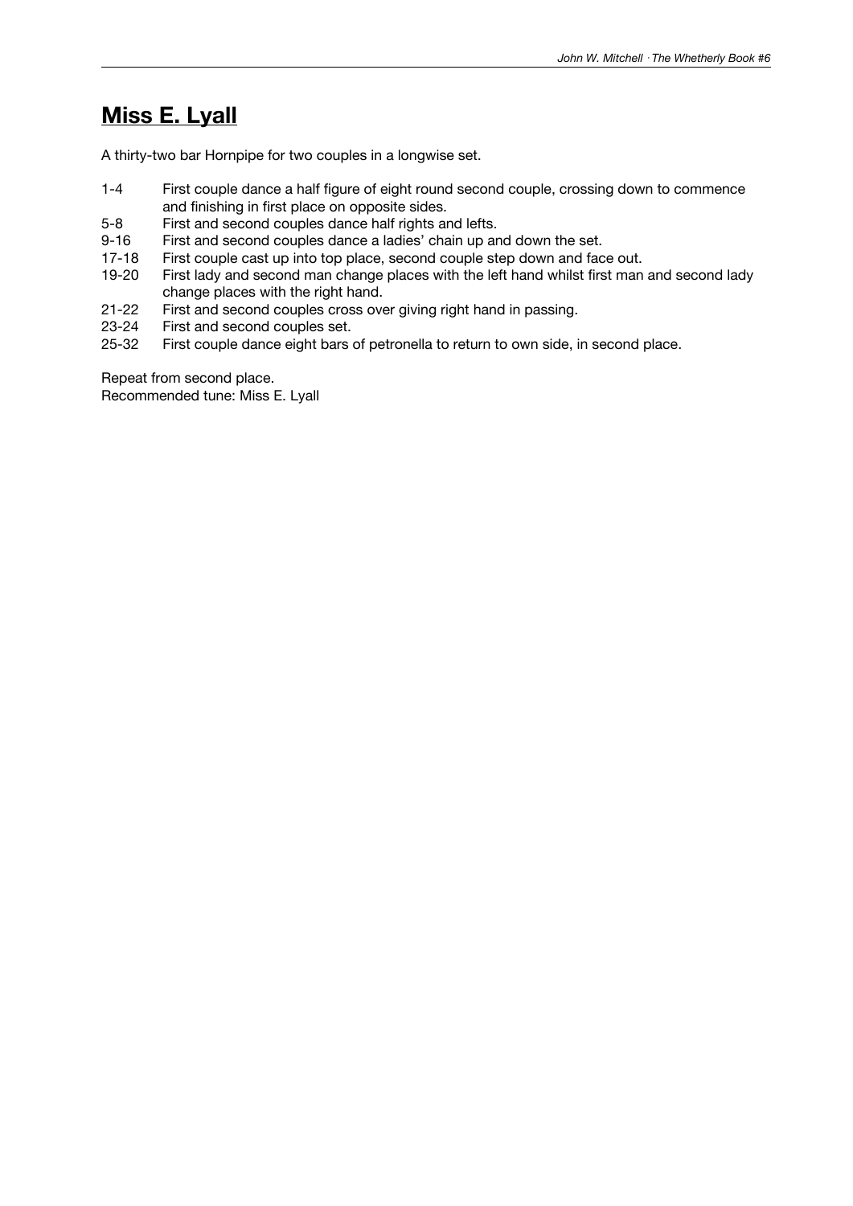## Miss E. Lyall

A thirty-two bar Hornpipe for two couples in a longwise set.

| | |
|---|---|
| 1-4 | First couple dance a half figure of eight round second couple, crossing down to commence and finishing in first place on opposite sides. |
| 5-8 | First and second couples dance half rights and lefts. |
| 9-16 | First and second couples dance a ladies' chain up and down the set. |
| 17-18 | First couple cast up into top place, second couple step down and face out. |
| 19-20 | First lady and second man change places with the left hand whilst first man and second lady change places with the right hand. |
| 21-22 | First and second couples cross over giving right hand in passing. |
| 23-24 | First and second couples set. |
| 25-32 | First couple dance eight bars of petronella to return to own side, in second place. |

Repeat from second place.
Recommended tune: Miss E. Lyall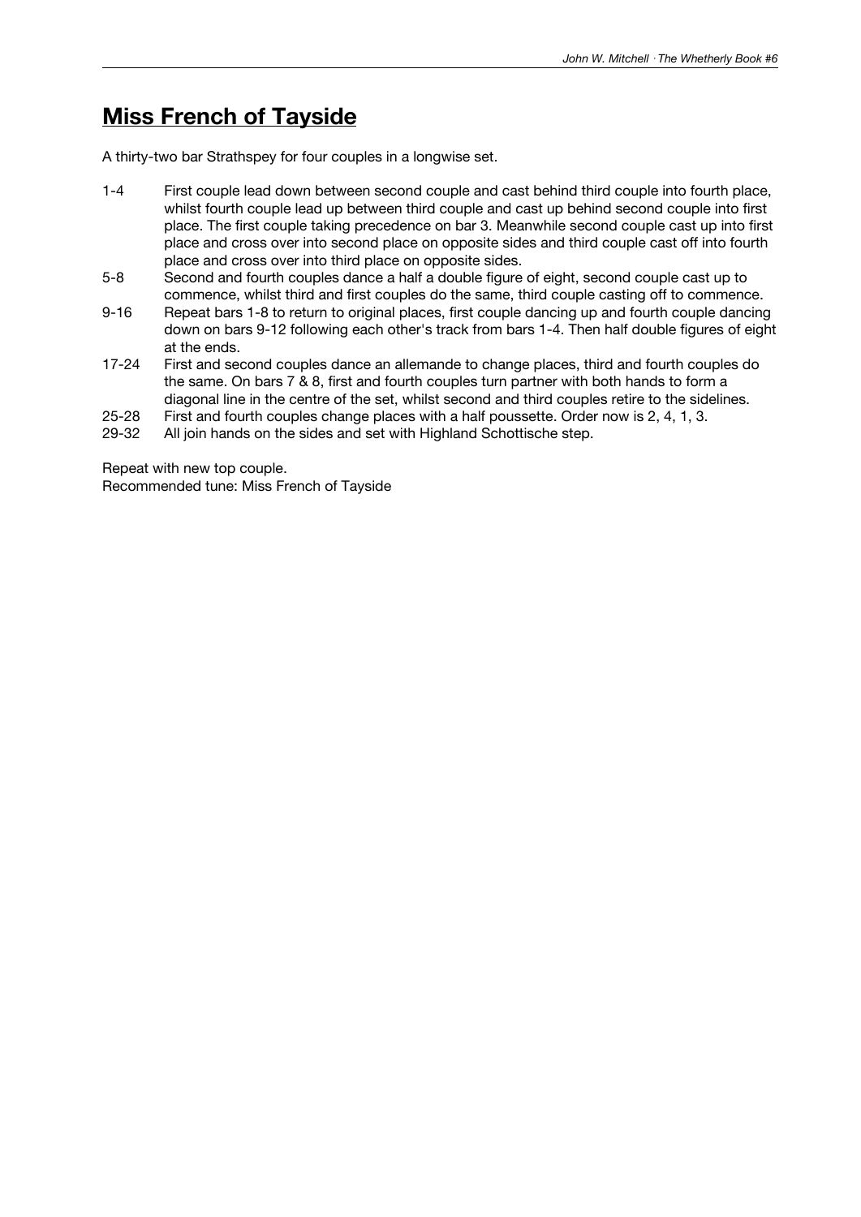# Miss French of Tayside

A thirty-two bar Strathspey for four couples in a longwise set.

| | |
|---|---|
| 1-4 | First couple lead down between second couple and cast behind third couple into fourth place, whilst fourth couple lead up between third couple and cast up behind second couple into first place. The first couple taking precedence on bar 3. Meanwhile second couple cast up into first place and cross over into second place on opposite sides and third couple cast off into fourth place and cross over into third place on opposite sides. |
| 5-8 | Second and fourth couples dance a half a double figure of eight, second couple cast up to commence, whilst third and first couples do the same, third couple casting off to commence. |
| 9-16 | Repeat bars 1-8 to return to original places, first couple dancing up and fourth couple dancing down on bars 9-12 following each other's track from bars 1-4. Then half double figures of eight at the ends. |
| 17-24 | First and second couples dance an allemande to change places, third and fourth couples do the same. On bars 7 & 8, first and fourth couples turn partner with both hands to form a diagonal line in the centre of the set, whilst second and third couples retire to the sidelines. |
| 25-28 | First and fourth couples change places with a half poussette. Order now is 2, 4, 1, 3. |
| 29-32 | All join hands on the sides and set with Highland Schottische step. |

Repeat with new top couple.
Recommended tune: Miss French of Tayside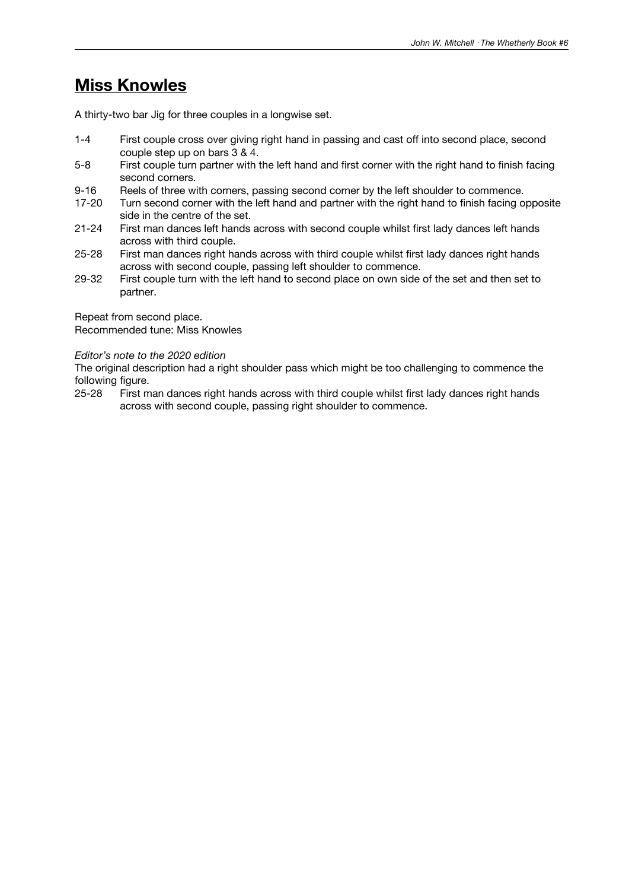## Miss Knowles

A thirty-two bar Jig for three couples in a longwise set.

| | |
|---|---|
| 1-4 | First couple cross over giving right hand in passing and cast off into second place, second couple step up on bars 3 & 4. |
| 5-8 | First couple turn partner with the left hand and first corner with the right hand to finish facing second corners. |
| 9-16 | Reels of three with corners, passing second corner by the left shoulder to commence. |
| 17-20 | Turn second corner with the left hand and partner with the right hand to finish facing opposite side in the centre of the set. |
| 21-24 | First man dances left hands across with second couple whilst first lady dances left hands across with third couple. |
| 25-28 | First man dances right hands across with third couple whilst first lady dances right hands across with second couple, passing left shoulder to commence. |
| 29-32 | First couple turn with the left hand to second place on own side of the set and then set to partner. |

Repeat from second place.
Recommended tune: Miss Knowles

*Editor's note to the 2020 edition*

The original description had a right shoulder pass which might be too challenging to commence the following figure.

| | |
|---|---|
| 25-28 | First man dances right hands across with third couple whilst first lady dances right hands across with second couple, passing right shoulder to commence. |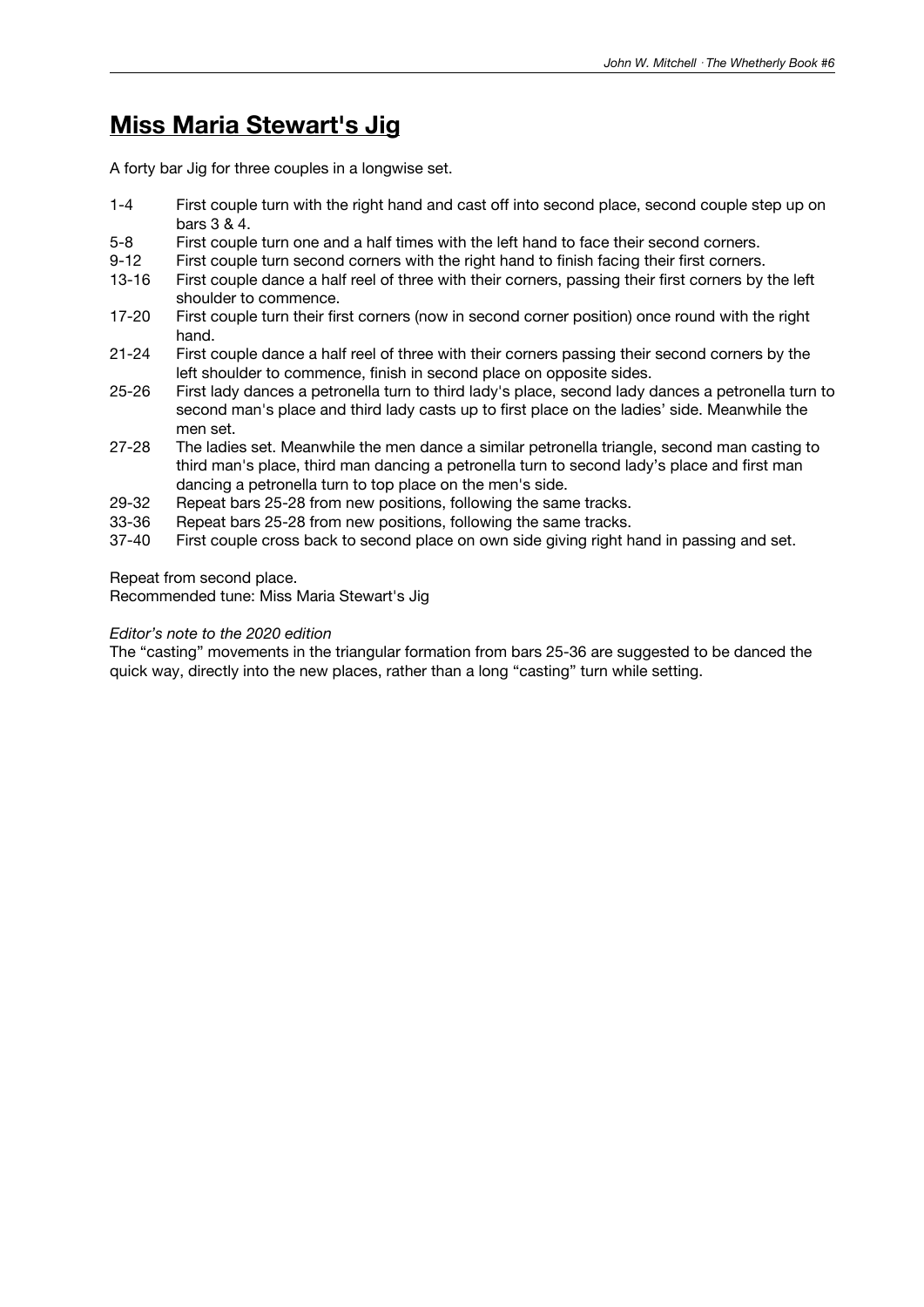# Miss Maria Stewart's Jig

A forty bar Jig for three couples in a longwise set.

| | |
|---|---|
| 1-4 | First couple turn with the right hand and cast off into second place, second couple step up on bars 3 & 4. |
| 5-8 | First couple turn one and a half times with the left hand to face their second corners. |
| 9-12 | First couple turn second corners with the right hand to finish facing their first corners. |
| 13-16 | First couple dance a half reel of three with their corners, passing their first corners by the left shoulder to commence. |
| 17-20 | First couple turn their first corners (now in second corner position) once round with the right hand. |
| 21-24 | First couple dance a half reel of three with their corners passing their second corners by the left shoulder to commence, finish in second place on opposite sides. |
| 25-26 | First lady dances a petronella turn to third lady's place, second lady dances a petronella turn to second man's place and third lady casts up to first place on the ladies' side. Meanwhile the men set. |
| 27-28 | The ladies set. Meanwhile the men dance a similar petronella triangle, second man casting to third man's place, third man dancing a petronella turn to second lady's place and first man dancing a petronella turn to top place on the men's side. |
| 29-32 | Repeat bars 25-28 from new positions, following the same tracks. |
| 33-36 | Repeat bars 25-28 from new positions, following the same tracks. |
| 37-40 | First couple cross back to second place on own side giving right hand in passing and set. |

Repeat from second place.
Recommended tune: Miss Maria Stewart's Jig

*Editor's note to the 2020 edition*
The "casting" movements in the triangular formation from bars 25-36 are suggested to be danced the quick way, directly into the new places, rather than a long "casting" turn while setting.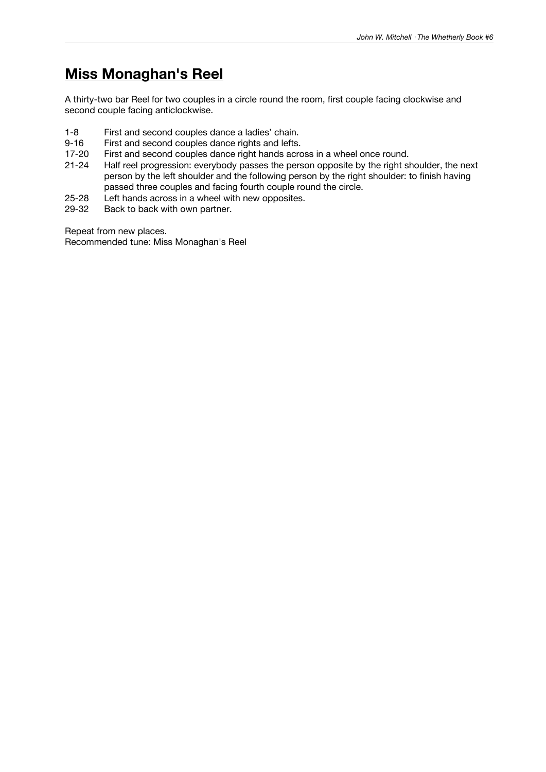# Miss Monaghan's Reel

A thirty-two bar Reel for two couples in a circle round the room, first couple facing clockwise and second couple facing anticlockwise.

| | |
|---|---|
| 1-8 | First and second couples dance a ladies' chain. |
| 9-16 | First and second couples dance rights and lefts. |
| 17-20 | First and second couples dance right hands across in a wheel once round. |
| 21-24 | Half reel progression: everybody passes the person opposite by the right shoulder, the next person by the left shoulder and the following person by the right shoulder: to finish having passed three couples and facing fourth couple round the circle. |
| 25-28 | Left hands across in a wheel with new opposites. |
| 29-32 | Back to back with own partner. |

Repeat from new places.
Recommended tune: Miss Monaghan's Reel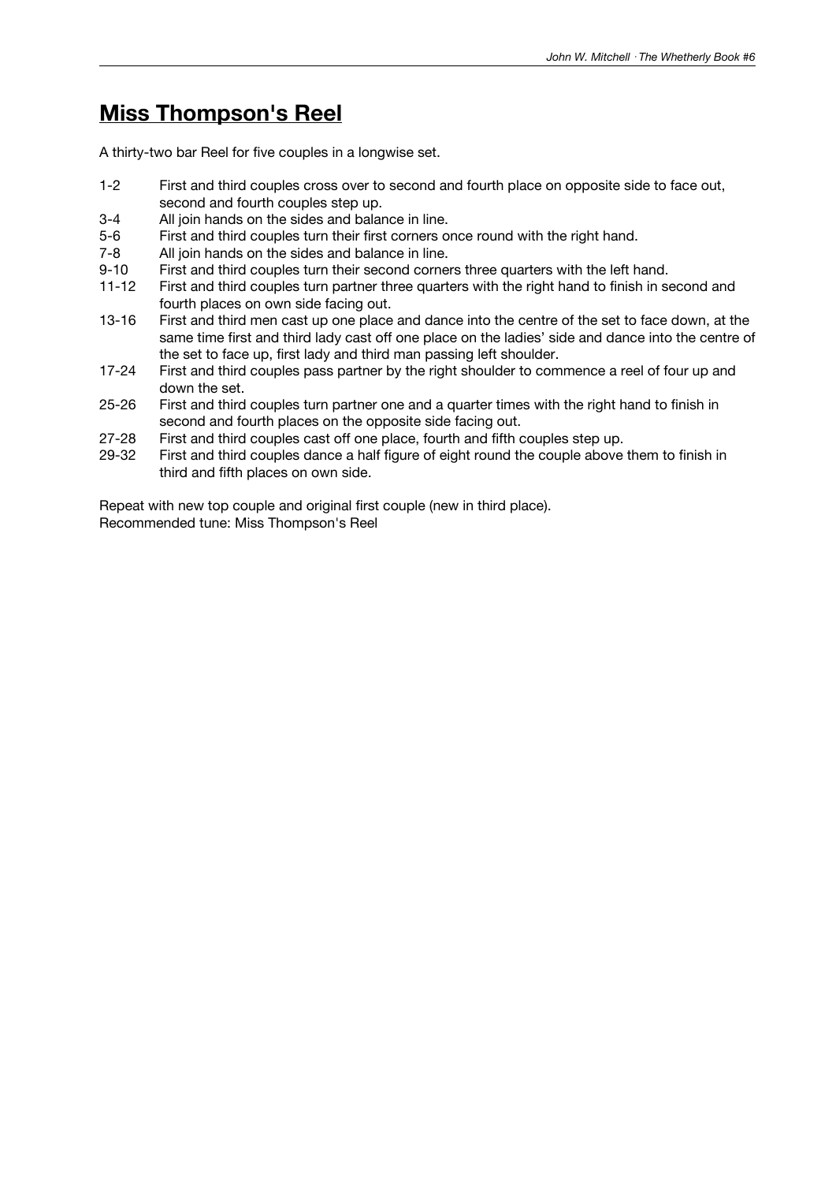## Miss Thompson's Reel

A thirty-two bar Reel for five couples in a longwise set.

| | |
|---|---|
| 1-2 | First and third couples cross over to second and fourth place on opposite side to face out, second and fourth couples step up. |
| 3-4 | All join hands on the sides and balance in line. |
| 5-6 | First and third couples turn their first corners once round with the right hand. |
| 7-8 | All join hands on the sides and balance in line. |
| 9-10 | First and third couples turn their second corners three quarters with the left hand. |
| 11-12 | First and third couples turn partner three quarters with the right hand to finish in second and fourth places on own side facing out. |
| 13-16 | First and third men cast up one place and dance into the centre of the set to face down, at the same time first and third lady cast off one place on the ladies' side and dance into the centre of the set to face up, first lady and third man passing left shoulder. |
| 17-24 | First and third couples pass partner by the right shoulder to commence a reel of four up and down the set. |
| 25-26 | First and third couples turn partner one and a quarter times with the right hand to finish in second and fourth places on the opposite side facing out. |
| 27-28 | First and third couples cast off one place, fourth and fifth couples step up. |
| 29-32 | First and third couples dance a half figure of eight round the couple above them to finish in third and fifth places on own side. |

Repeat with new top couple and original first couple (new in third place).
Recommended tune: Miss Thompson's Reel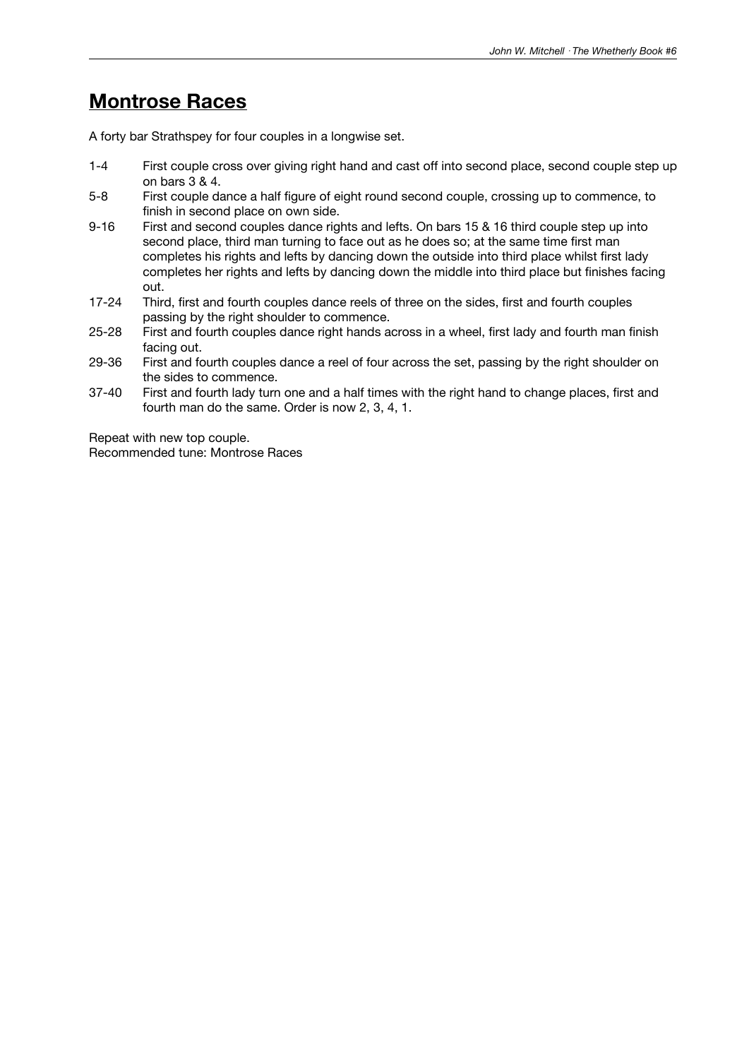# **Montrose Races**

A forty bar Strathspey for four couples in a longwise set.

| | |
|---|---|
| 1-4 | First couple cross over giving right hand and cast off into second place, second couple step up on bars 3 & 4. |
| 5-8 | First couple dance a half figure of eight round second couple, crossing up to commence, to finish in second place on own side. |
| 9-16 | First and second couples dance rights and lefts. On bars 15 & 16 third couple step up into second place, third man turning to face out as he does so; at the same time first man completes his rights and lefts by dancing down the outside into third place whilst first lady completes her rights and lefts by dancing down the middle into third place but finishes facing out. |
| 17-24 | Third, first and fourth couples dance reels of three on the sides, first and fourth couples passing by the right shoulder to commence. |
| 25-28 | First and fourth couples dance right hands across in a wheel, first lady and fourth man finish facing out. |
| 29-36 | First and fourth couples dance a reel of four across the set, passing by the right shoulder on the sides to commence. |
| 37-40 | First and fourth lady turn one and a half times with the right hand to change places, first and fourth man do the same. Order is now 2, 3, 4, 1. |

Repeat with new top couple.
Recommended tune: Montrose Races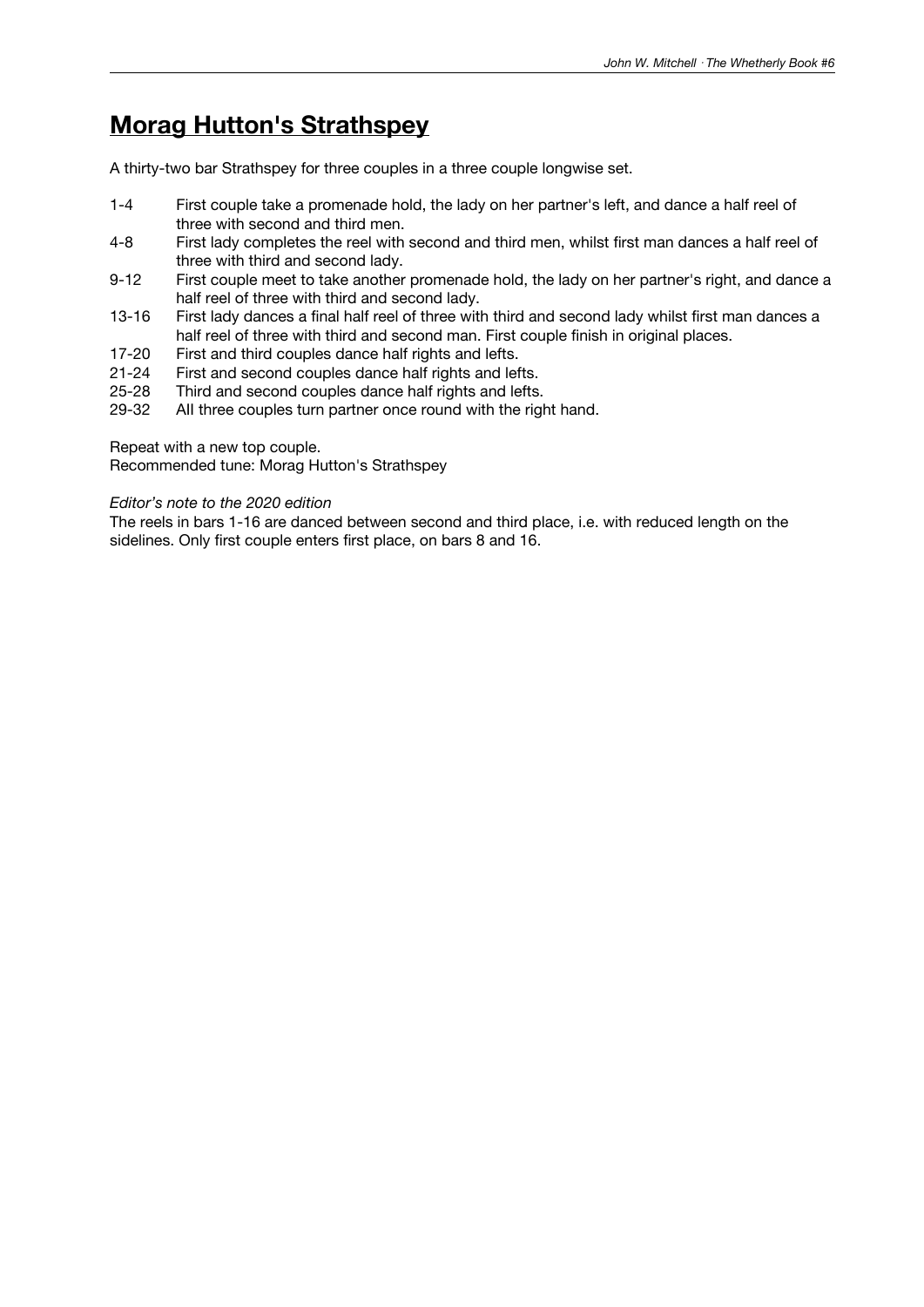# Morag Hutton's Strathspey

A thirty-two bar Strathspey for three couples in a three couple longwise set.

| | |
|---|---|
| 1-4 | First couple take a promenade hold, the lady on her partner's left, and dance a half reel of three with second and third men. |
| 4-8 | First lady completes the reel with second and third men, whilst first man dances a half reel of three with third and second lady. |
| 9-12 | First couple meet to take another promenade hold, the lady on her partner's right, and dance a half reel of three with third and second lady. |
| 13-16 | First lady dances a final half reel of three with third and second lady whilst first man dances a half reel of three with third and second man. First couple finish in original places. |
| 17-20 | First and third couples dance half rights and lefts. |
| 21-24 | First and second couples dance half rights and lefts. |
| 25-28 | Third and second couples dance half rights and lefts. |
| 29-32 | All three couples turn partner once round with the right hand. |

Repeat with a new top couple.
Recommended tune: Morag Hutton's Strathspey

*Editor's note to the 2020 edition*
The reels in bars 1-16 are danced between second and third place, i.e. with reduced length on the sidelines. Only first couple enters first place, on bars 8 and 16.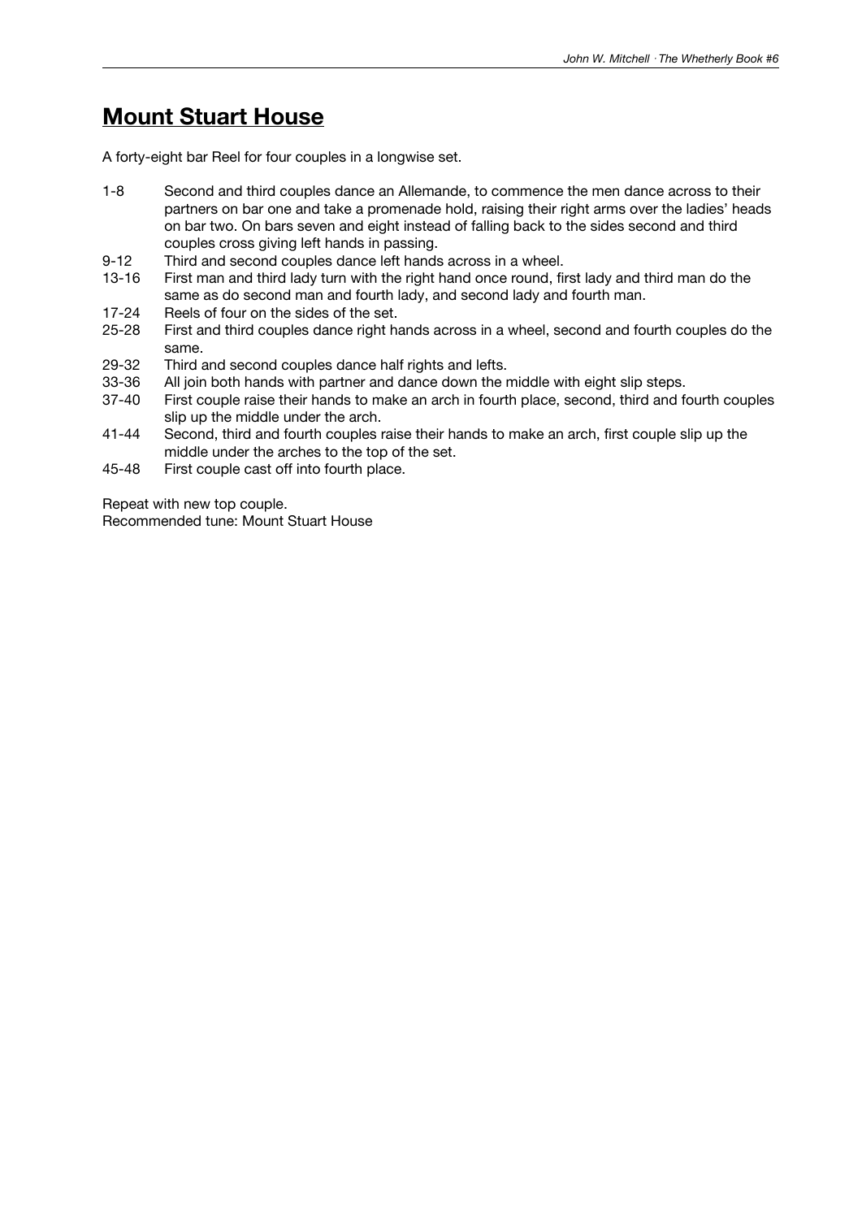# Mount Stuart House

A forty-eight bar Reel for four couples in a longwise set.

| | |
|---|---|
| 1-8 | Second and third couples dance an Allemande, to commence the men dance across to their partners on bar one and take a promenade hold, raising their right arms over the ladies' heads on bar two. On bars seven and eight instead of falling back to the sides second and third couples cross giving left hands in passing. |
| 9-12 | Third and second couples dance left hands across in a wheel. |
| 13-16 | First man and third lady turn with the right hand once round, first lady and third man do the same as do second man and fourth lady, and second lady and fourth man. |
| 17-24 | Reels of four on the sides of the set. |
| 25-28 | First and third couples dance right hands across in a wheel, second and fourth couples do the same. |
| 29-32 | Third and second couples dance half rights and lefts. |
| 33-36 | All join both hands with partner and dance down the middle with eight slip steps. |
| 37-40 | First couple raise their hands to make an arch in fourth place, second, third and fourth couples slip up the middle under the arch. |
| 41-44 | Second, third and fourth couples raise their hands to make an arch, first couple slip up the middle under the arches to the top of the set. |
| 45-48 | First couple cast off into fourth place. |

Repeat with new top couple.
Recommended tune: Mount Stuart House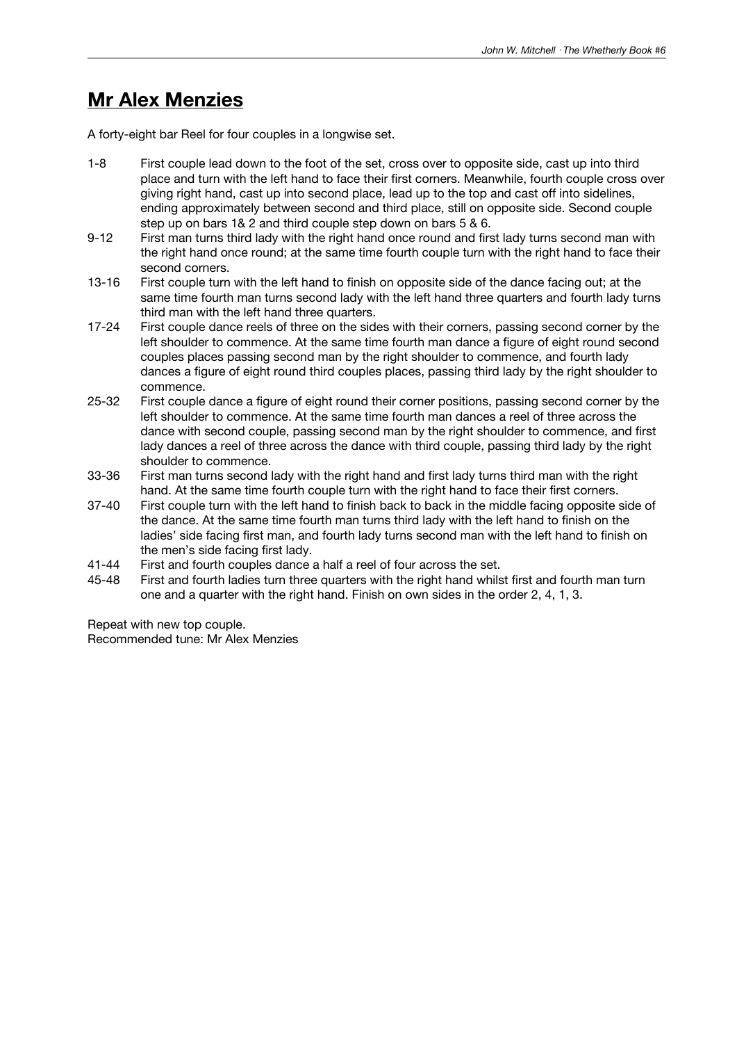# Mr Alex Menzies

A forty-eight bar Reel for four couples in a longwise set.

1-8 First couple lead down to the foot of the set, cross over to opposite side, cast up into third place and turn with the left hand to face their first corners. Meanwhile, fourth couple cross over giving right hand, cast up into second place, lead up to the top and cast off into sidelines, ending approximately between second and third place, still on opposite side. Second couple step up on bars 1& 2 and third couple step down on bars 5 & 6.

9-12 First man turns third lady with the right hand once round and first lady turns second man with the right hand once round; at the same time fourth couple turn with the right hand to face their second corners.

13-16 First couple turn with the left hand to finish on opposite side of the dance facing out; at the same time fourth man turns second lady with the left hand three quarters and fourth lady turns third man with the left hand three quarters.

17-24 First couple dance reels of three on the sides with their corners, passing second corner by the left shoulder to commence. At the same time fourth man dance a figure of eight round second couples places passing second man by the right shoulder to commence, and fourth lady dances a figure of eight round third couples places, passing third lady by the right shoulder to commence.

25-32 First couple dance a figure of eight round their corner positions, passing second corner by the left shoulder to commence. At the same time fourth man dances a reel of three across the dance with second couple, passing second man by the right shoulder to commence, and first lady dances a reel of three across the dance with third couple, passing third lady by the right shoulder to commence.

33-36 First man turns second lady with the right hand and first lady turns third man with the right hand. At the same time fourth couple turn with the right hand to face their first corners.

37-40 First couple turn with the left hand to finish back to back in the middle facing opposite side of the dance. At the same time fourth man turns third lady with the left hand to finish on the ladies' side facing first man, and fourth lady turns second man with the left hand to finish on the men's side facing first lady.

41-44 First and fourth couples dance a half a reel of four across the set.

45-48 First and fourth ladies turn three quarters with the right hand whilst first and fourth man turn one and a quarter with the right hand. Finish on own sides in the order 2, 4, 1, 3.

Repeat with new top couple.
Recommended tune: Mr Alex Menzies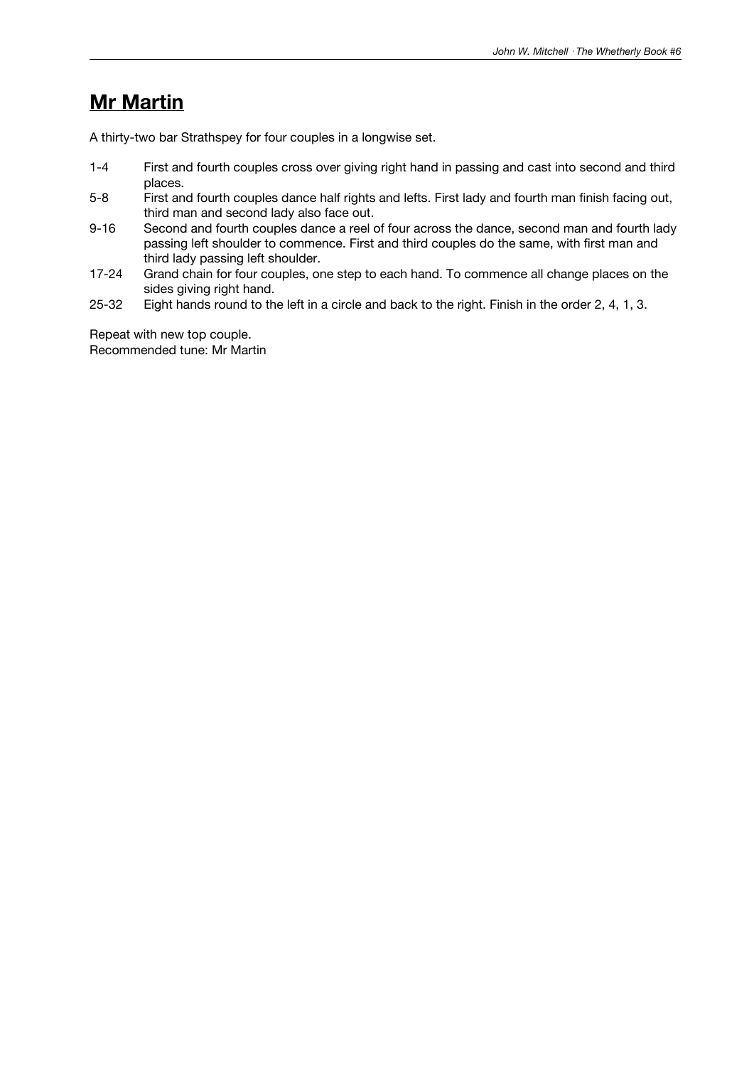# **Mr Martin**

A thirty-two bar Strathspey for four couples in a longwise set.

| | |
|---|---|
| 1-4 | First and fourth couples cross over giving right hand in passing and cast into second and third places. |
| 5-8 | First and fourth couples dance half rights and lefts. First lady and fourth man finish facing out, third man and second lady also face out. |
| 9-16 | Second and fourth couples dance a reel of four across the dance, second man and fourth lady passing left shoulder to commence. First and third couples do the same, with first man and third lady passing left shoulder. |
| 17-24 | Grand chain for four couples, one step to each hand. To commence all change places on the sides giving right hand. |
| 25-32 | Eight hands round to the left in a circle and back to the right. Finish in the order 2, 4, 1, 3. |

Repeat with new top couple.
Recommended tune: Mr Martin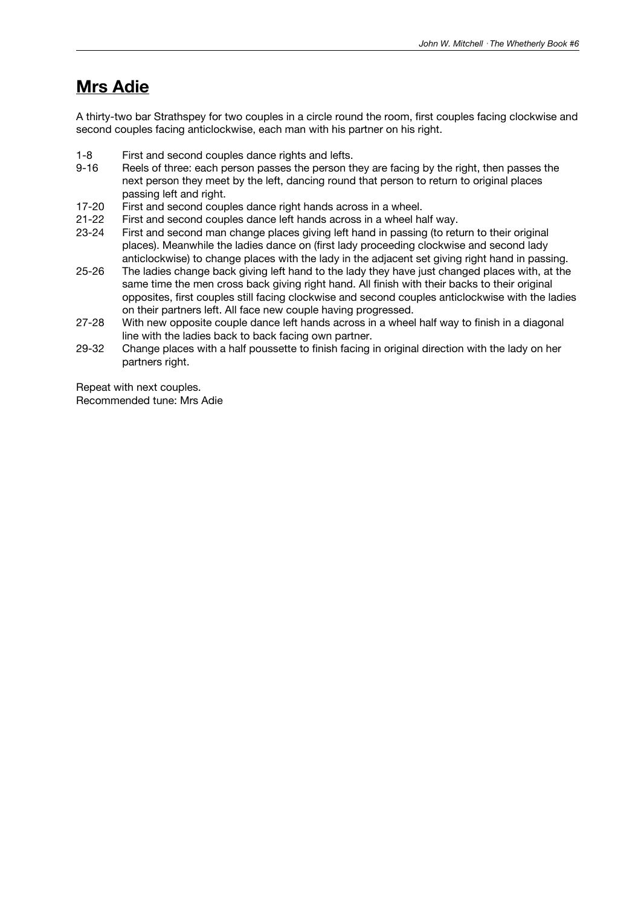## **Mrs Adie**

A thirty-two bar Strathspey for two couples in a circle round the room, first couples facing clockwise and second couples facing anticlockwise, each man with his partner on his right.

| | |
|---|---|
| 1-8 | First and second couples dance rights and lefts. |
| 9-16 | Reels of three: each person passes the person they are facing by the right, then passes the next person they meet by the left, dancing round that person to return to original places passing left and right. |
| 17-20 | First and second couples dance right hands across in a wheel. |
| 21-22 | First and second couples dance left hands across in a wheel half way. |
| 23-24 | First and second man change places giving left hand in passing (to return to their original places). Meanwhile the ladies dance on (first lady proceeding clockwise and second lady anticlockwise) to change places with the lady in the adjacent set giving right hand in passing. |
| 25-26 | The ladies change back giving left hand to the lady they have just changed places with, at the same time the men cross back giving right hand. All finish with their backs to their original opposites, first couples still facing clockwise and second couples anticlockwise with the ladies on their partners left. All face new couple having progressed. |
| 27-28 | With new opposite couple dance left hands across in a wheel half way to finish in a diagonal line with the ladies back to back facing own partner. |
| 29-32 | Change places with a half poussette to finish facing in original direction with the lady on her partners right. |

Repeat with next couples.
Recommended tune: Mrs Adie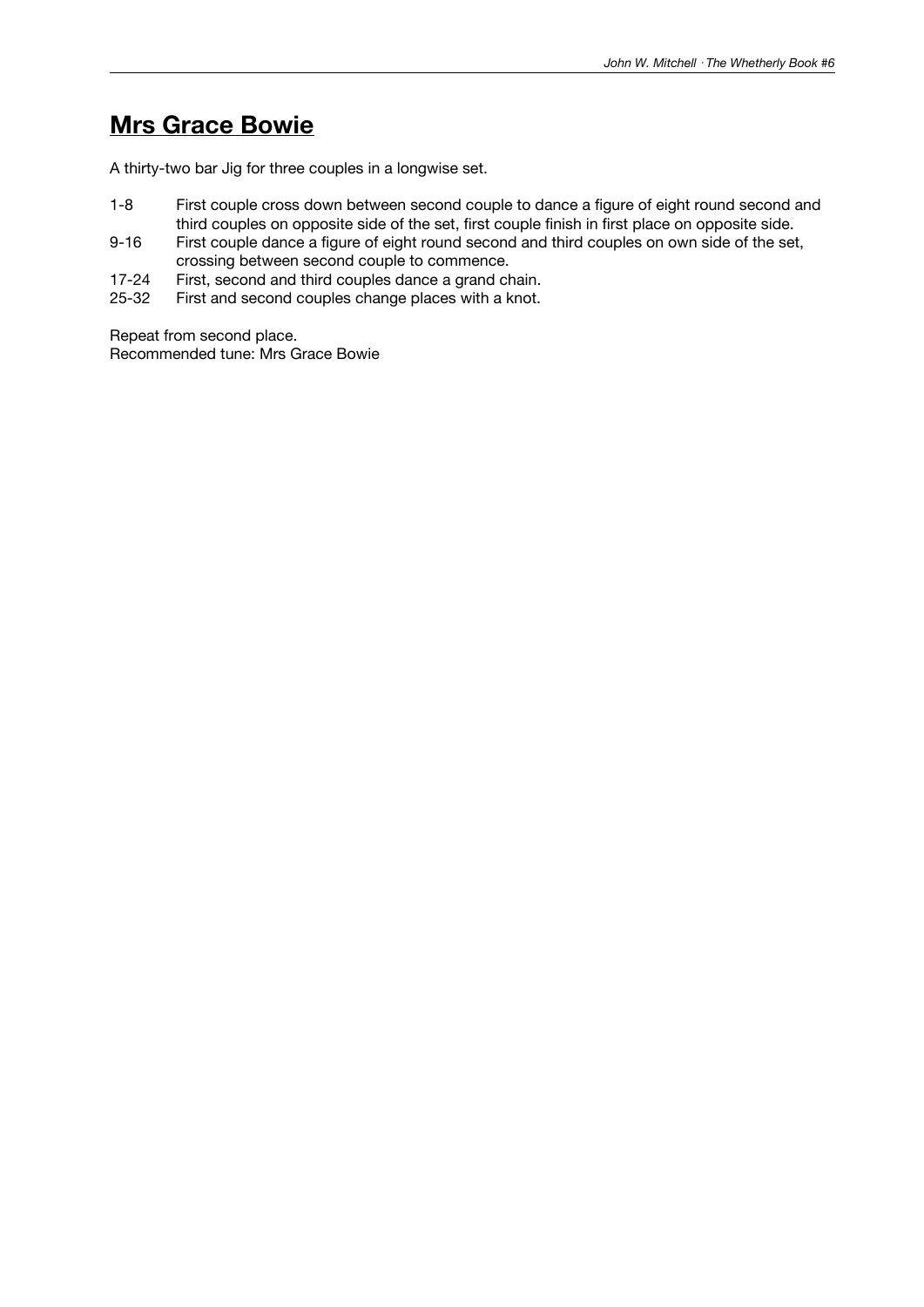# **Mrs Grace Bowie**

A thirty-two bar Jig for three couples in a longwise set.

| | |
|---|---|
| 1-8 | First couple cross down between second couple to dance a figure of eight round second and third couples on opposite side of the set, first couple finish in first place on opposite side. |
| 9-16 | First couple dance a figure of eight round second and third couples on own side of the set, crossing between second couple to commence. |
| 17-24 | First, second and third couples dance a grand chain. |
| 25-32 | First and second couples change places with a knot. |

Repeat from second place.
Recommended tune: Mrs Grace Bowie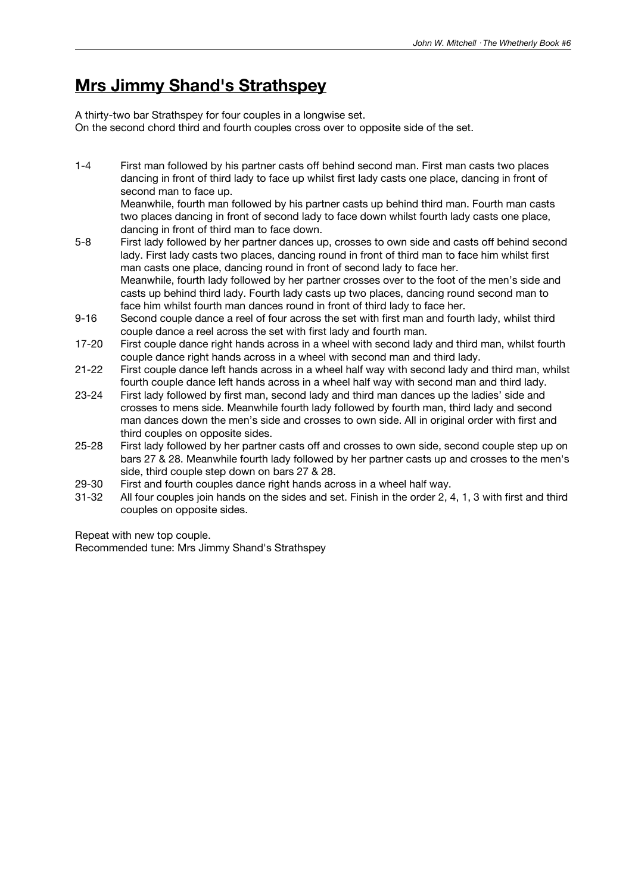# Mrs Jimmy Shand's Strathspey

A thirty-two bar Strathspey for four couples in a longwise set.
On the second chord third and fourth couples cross over to opposite side of the set.

| | |
|---|---|
| 1-4 | First man followed by his partner casts off behind second man. First man casts two places dancing in front of third lady to face up whilst first lady casts one place, dancing in front of second man to face up. Meanwhile, fourth man followed by his partner casts up behind third man. Fourth man casts two places dancing in front of second lady to face down whilst fourth lady casts one place, dancing in front of third man to face down. |
| 5-8 | First lady followed by her partner dances up, crosses to own side and casts off behind second lady. First lady casts two places, dancing round in front of third man to face him whilst first man casts one place, dancing round in front of second lady to face her. Meanwhile, fourth lady followed by her partner crosses over to the foot of the men's side and casts up behind third lady. Fourth lady casts up two places, dancing round second man to face him whilst fourth man dances round in front of third lady to face her. |
| 9-16 | Second couple dance a reel of four across the set with first man and fourth lady, whilst third couple dance a reel across the set with first lady and fourth man. |
| 17-20 | First couple dance right hands across in a wheel with second lady and third man, whilst fourth couple dance right hands across in a wheel with second man and third lady. |
| 21-22 | First couple dance left hands across in a wheel half way with second lady and third man, whilst fourth couple dance left hands across in a wheel half way with second man and third lady. |
| 23-24 | First lady followed by first man, second lady and third man dances up the ladies' side and crosses to mens side. Meanwhile fourth lady followed by fourth man, third lady and second man dances down the men's side and crosses to own side. All in original order with first and third couples on opposite sides. |
| 25-28 | First lady followed by her partner casts off and crosses to own side, second couple step up on bars 27 & 28. Meanwhile fourth lady followed by her partner casts up and crosses to the men's side, third couple step down on bars 27 & 28. |
| 29-30 | First and fourth couples dance right hands across in a wheel half way. |
| 31-32 | All four couples join hands on the sides and set. Finish in the order 2, 4, 1, 3 with first and third couples on opposite sides. |

Repeat with new top couple.
Recommended tune: Mrs Jimmy Shand's Strathspey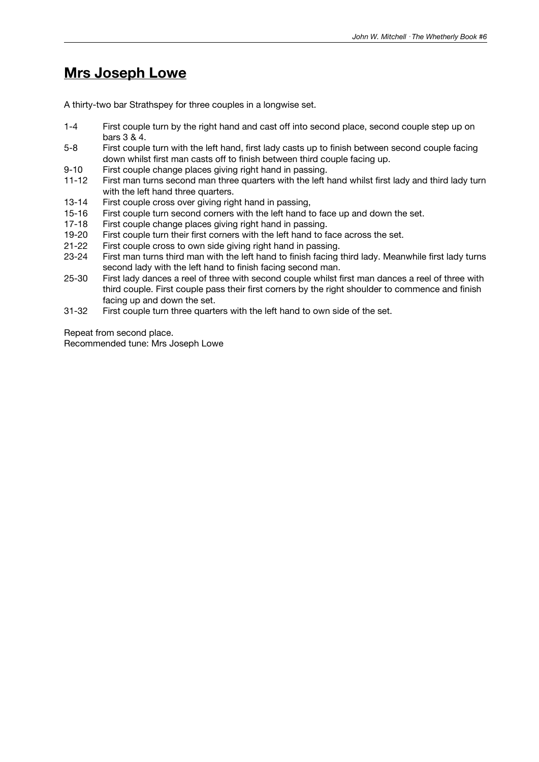## Mrs Joseph Lowe

A thirty-two bar Strathspey for three couples in a longwise set.

| | |
|---|---|
| 1-4 | First couple turn by the right hand and cast off into second place, second couple step up on bars 3 & 4. |
| 5-8 | First couple turn with the left hand, first lady casts up to finish between second couple facing down whilst first man casts off to finish between third couple facing up. |
| 9-10 | First couple change places giving right hand in passing. |
| 11-12 | First man turns second man three quarters with the left hand whilst first lady and third lady turn with the left hand three quarters. |
| 13-14 | First couple cross over giving right hand in passing, |
| 15-16 | First couple turn second corners with the left hand to face up and down the set. |
| 17-18 | First couple change places giving right hand in passing. |
| 19-20 | First couple turn their first corners with the left hand to face across the set. |
| 21-22 | First couple cross to own side giving right hand in passing. |
| 23-24 | First man turns third man with the left hand to finish facing third lady. Meanwhile first lady turns second lady with the left hand to finish facing second man. |
| 25-30 | First lady dances a reel of three with second couple whilst first man dances a reel of three with third couple. First couple pass their first corners by the right shoulder to commence and finish facing up and down the set. |
| 31-32 | First couple turn three quarters with the left hand to own side of the set. |

Repeat from second place.
Recommended tune: Mrs Joseph Lowe